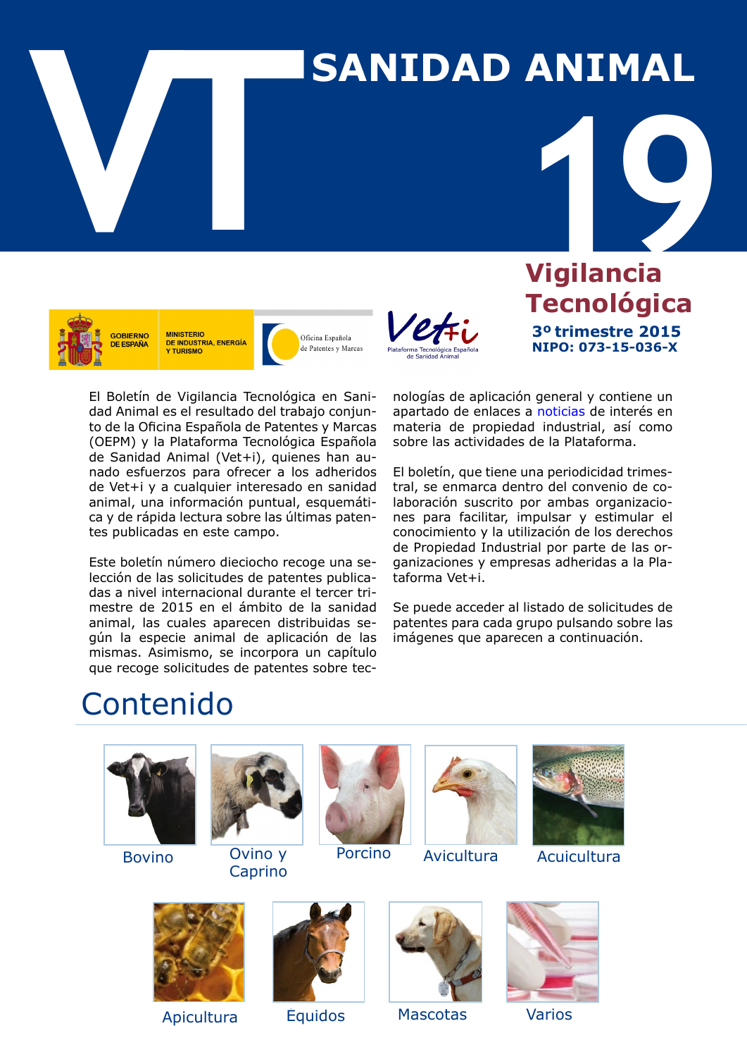# VT SANIDAD ANIMAL 19

## Vigilancia Tecnológica

**3º trimestre 2015**
**NIPO: 073-15-036-X**

GOBIERNO DE ESPAÑA — MINISTERIO DE INDUSTRIA, ENERGÍA Y TURISMO — Oficina Española de Patentes y Marcas — Vet+i Plataforma Tecnológica Española de Sanidad Animal

El Boletín de Vigilancia Tecnológica en Sanidad Animal es el resultado del trabajo conjunto de la Oficina Española de Patentes y Marcas (OEPM) y la Plataforma Tecnológica Española de Sanidad Animal (Vet+i), quienes han aunado esfuerzos para ofrecer a los adheridos de Vet+i y a cualquier interesado en sanidad animal, una información puntual, esquemática y de rápida lectura sobre las últimas patentes publicadas en este campo.

Este boletín número dieciocho recoge una selección de las solicitudes de patentes publicadas a nivel internacional durante el tercer trimestre de 2015 en el ámbito de la sanidad animal, las cuales aparecen distribuidas según la especie animal de aplicación de las mismas. Asimismo, se incorpora un capítulo que recoge solicitudes de patentes sobre tecnologías de aplicación general y contiene un apartado de enlaces a noticias de interés en materia de propiedad industrial, así como sobre las actividades de la Plataforma.

El boletín, que tiene una periodicidad trimestral, se enmarca dentro del convenio de colaboración suscrito por ambas organizaciones para facilitar, impulsar y estimular el conocimiento y la utilización de los derechos de Propiedad Industrial por parte de las organizaciones y empresas adheridas a la Plataforma Vet+i.

Se puede acceder al listado de solicitudes de patentes para cada grupo pulsando sobre las imágenes que aparecen a continuación.

## Contenido

- Bovino
- Ovino y Caprino
- Porcino
- Avicultura
- Acuicultura
- Apicultura
- Equidos
- Mascotas
- Varios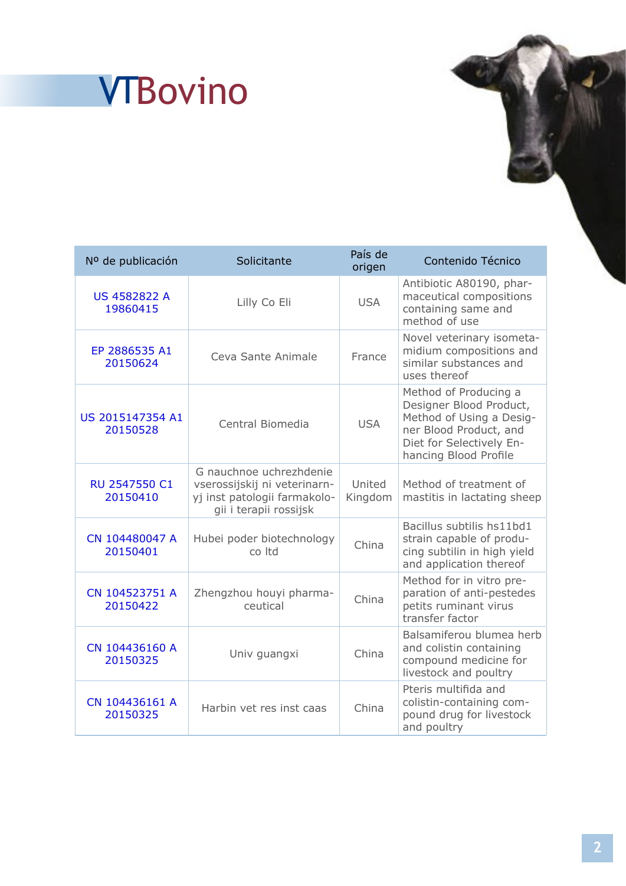# VTBovino

| Nº de publicación | Solicitante | País de origen | Contenido Técnico |
|---|---|---|---|
| US 4582822 A 19860415 | Lilly Co Eli | USA | Antibiotic A80190, pharmaceutical compositions containing same and method of use |
| EP 2886535 A1 20150624 | Ceva Sante Animale | France | Novel veterinary isometamidium compositions and similar substances and uses thereof |
| US 2015147354 A1 20150528 | Central Biomedia | USA | Method of Producing a Designer Blood Product, Method of Using a Designer Blood Product, and Diet for Selectively Enhancing Blood Profile |
| RU 2547550 C1 20150410 | G nauchnoe uchrezhdenie vserossijskij ni veterinarnyj inst patologii farmakologii i terapii rossijsk | United Kingdom | Method of treatment of mastitis in lactating sheep |
| CN 104480047 A 20150401 | Hubei poder biotechnology co ltd | China | Bacillus subtilis hs11bd1 strain capable of producing subtilin in high yield and application thereof |
| CN 104523751 A 20150422 | Zhengzhou houyi pharmaceutical | China | Method for in vitro preparation of anti-pestedes petits ruminant virus transfer factor |
| CN 104436160 A 20150325 | Univ guangxi | China | Balsamiferou blumea herb and colistin containing compound medicine for livestock and poultry |
| CN 104436161 A 20150325 | Harbin vet res inst caas | China | Pteris multifida and colistin-containing compound drug for livestock and poultry |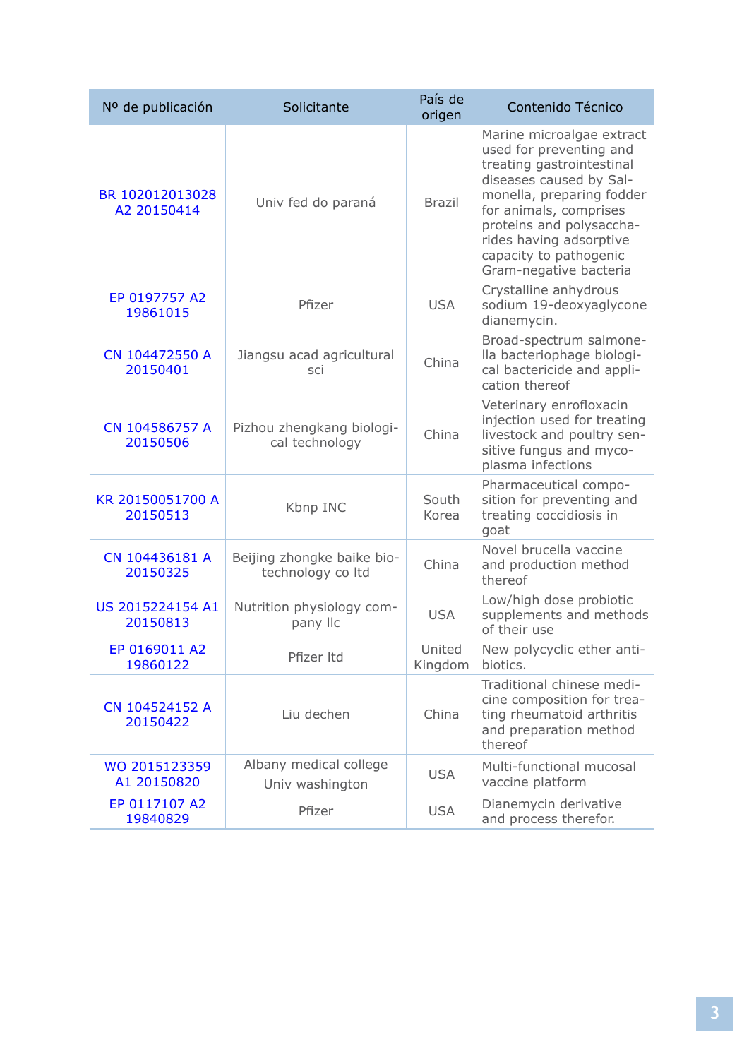| Nº de publicación | Solicitante | País de origen | Contenido Técnico |
|---|---|---|---|
| BR 102012013028 A2 20150414 | Univ fed do paraná | Brazil | Marine microalgae extract used for preventing and treating gastrointestinal diseases caused by Salmonella, preparing fodder for animals, comprises proteins and polysaccharides having adsorptive capacity to pathogenic Gram-negative bacteria |
| EP 0197757 A2 19861015 | Pfizer | USA | Crystalline anhydrous sodium 19-deoxyaglycone dianemycin. |
| CN 104472550 A 20150401 | Jiangsu acad agricultural sci | China | Broad-spectrum salmonella bacteriophage biological bactericide and application thereof |
| CN 104586757 A 20150506 | Pizhou zhengkang biological technology | China | Veterinary enrofloxacin injection used for treating livestock and poultry sensitive fungus and mycoplasma infections |
| KR 20150051700 A 20150513 | Kbnp INC | South Korea | Pharmaceutical composition for preventing and treating coccidiosis in goat |
| CN 104436181 A 20150325 | Beijing zhongke baike biotechnology co ltd | China | Novel brucella vaccine and production method thereof |
| US 2015224154 A1 20150813 | Nutrition physiology company llc | USA | Low/high dose probiotic supplements and methods of their use |
| EP 0169011 A2 19860122 | Pfizer ltd | United Kingdom | New polycyclic ether antibiotics. |
| CN 104524152 A 20150422 | Liu dechen | China | Traditional chinese medicine composition for treating rheumatoid arthritis and preparation method thereof |
| WO 2015123359 A1 20150820 | Albany medical college<br>Univ washington | USA | Multi-functional mucosal vaccine platform |
| EP 0117107 A2 19840829 | Pfizer | USA | Dianemycin derivative and process therefor. |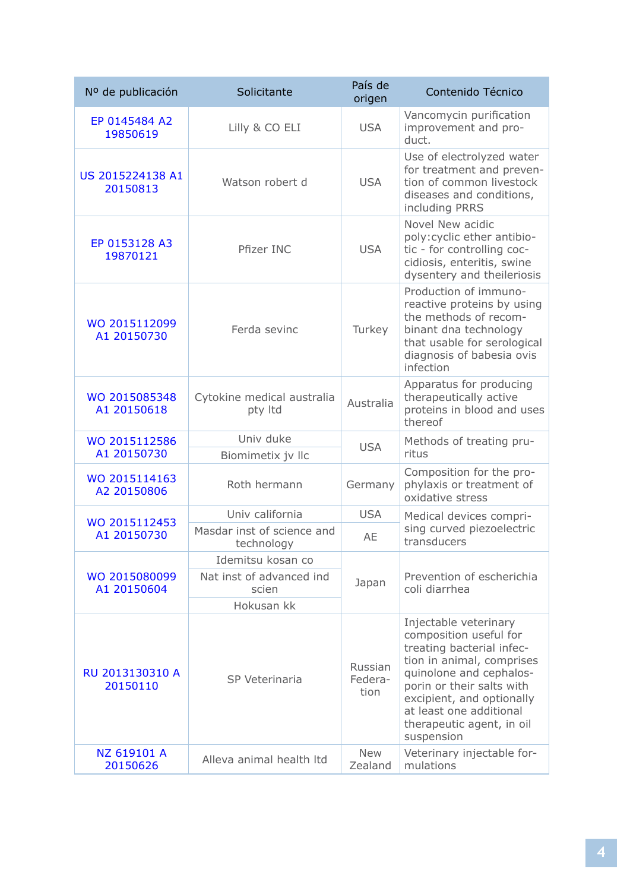| Nº de publicación | Solicitante | País de origen | Contenido Técnico |
|---|---|---|---|
| EP 0145484 A2 19850619 | Lilly & CO ELI | USA | Vancomycin purification improvement and product. |
| US 2015224138 A1 20150813 | Watson robert d | USA | Use of electrolyzed water for treatment and prevention of common livestock diseases and conditions, including PRRS |
| EP 0153128 A3 19870121 | Pfizer INC | USA | Novel New acidic poly:cyclic ether antibiotic - for controlling coccidiosis, enteritis, swine dysentery and theileriosis |
| WO 2015112099 A1 20150730 | Ferda sevinc | Turkey | Production of immunoreactive proteins by using the methods of recombinant dna technology that usable for serological diagnosis of babesia ovis infection |
| WO 2015085348 A1 20150618 | Cytokine medical australia pty ltd | Australia | Apparatus for producing therapeutically active proteins in blood and uses thereof |
| WO 2015112586 A1 20150730 | Univ duke<br>Biomimetix jv llc | USA | Methods of treating pruritus |
| WO 2015114163 A2 20150806 | Roth hermann | Germany | Composition for the prophylaxis or treatment of oxidative stress |
| WO 2015112453 A1 20150730 | Univ california<br>Masdar inst of science and technology | USA<br>AE | Medical devices comprising curved piezoelectric transducers |
| WO 2015080099 A1 20150604 | Idemitsu kosan co<br>Nat inst of advanced ind scien<br>Hokusan kk | Japan | Prevention of escherichia coli diarrhea |
| RU 2013130310 A 20150110 | SP Veterinaria | Russian Federation | Injectable veterinary composition useful for treating bacterial infection in animal, comprises quinolone and cephalosporin or their salts with excipient, and optionally at least one additional therapeutic agent, in oil suspension |
| NZ 619101 A 20150626 | Alleva animal health ltd | New Zealand | Veterinary injectable formulations |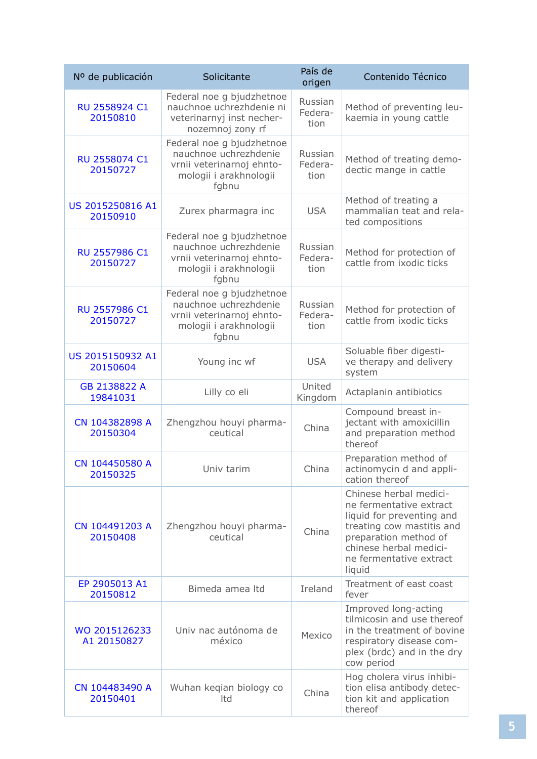| Nº de publicación | Solicitante | País de origen | Contenido Técnico |
|---|---|---|---|
| RU 2558924 C1 20150810 | Federal noe g bjudzhetnoe nauchnoe uchrezhdenie ni veterinarnyj inst necher-nozemnoj zony rf | Russian Federation | Method of preventing leukaemia in young cattle |
| RU 2558074 C1 20150727 | Federal noe g bjudzhetnoe nauchnoe uchrezhdenie vrnii veterinarnoj ehntomologii i arakhnologii fgbnu | Russian Federation | Method of treating demodectic mange in cattle |
| US 2015250816 A1 20150910 | Zurex pharmagra inc | USA | Method of treating a mammalian teat and related compositions |
| RU 2557986 C1 20150727 | Federal noe g bjudzhetnoe nauchnoe uchrezhdenie vrnii veterinarnoj ehntomologii i arakhnologii fgbnu | Russian Federation | Method for protection of cattle from ixodic ticks |
| RU 2557986 C1 20150727 | Federal noe g bjudzhetnoe nauchnoe uchrezhdenie vrnii veterinarnoj ehntomologii i arakhnologii fgbnu | Russian Federation | Method for protection of cattle from ixodic ticks |
| US 2015150932 A1 20150604 | Young inc wf | USA | Soluable fiber digestive therapy and delivery system |
| GB 2138822 A 19841031 | Lilly co eli | United Kingdom | Actaplanin antibiotics |
| CN 104382898 A 20150304 | Zhengzhou houyi pharmaceutical | China | Compound breast injectant with amoxicillin and preparation method thereof |
| CN 104450580 A 20150325 | Univ tarim | China | Preparation method of actinomycin d and application thereof |
| CN 104491203 A 20150408 | Zhengzhou houyi pharmaceutical | China | Chinese herbal medicine fermentative extract liquid for preventing and treating cow mastitis and preparation method of chinese herbal medicine fermentative extract liquid |
| EP 2905013 A1 20150812 | Bimeda amea ltd | Ireland | Treatment of east coast fever |
| WO 2015126233 A1 20150827 | Univ nac autónoma de méxico | Mexico | Improved long-acting tilmicosin and use thereof in the treatment of bovine respiratory disease complex (brdc) and in the dry cow period |
| CN 104483490 A 20150401 | Wuhan keqian biology co ltd | China | Hog cholera virus inhibition elisa antibody detection kit and application thereof |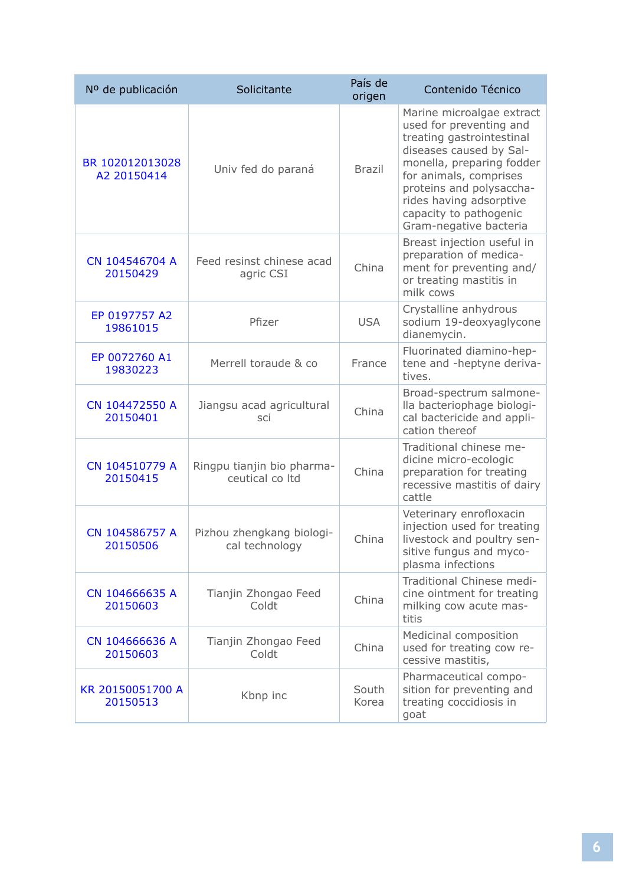| Nº de publicación | Solicitante | País de origen | Contenido Técnico |
|---|---|---|---|
| BR 102012013028 A2 20150414 | Univ fed do paraná | Brazil | Marine microalgae extract used for preventing and treating gastrointestinal diseases caused by Salmonella, preparing fodder for animals, comprises proteins and polysaccharides having adsorptive capacity to pathogenic Gram-negative bacteria |
| CN 104546704 A 20150429 | Feed resinst chinese acad agric CSI | China | Breast injection useful in preparation of medicament for preventing and/or treating mastitis in milk cows |
| EP 0197757 A2 19861015 | Pfizer | USA | Crystalline anhydrous sodium 19-deoxyaglycone dianemycin. |
| EP 0072760 A1 19830223 | Merrell toraude & co | France | Fluorinated diamino-heptene and -heptyne derivatives. |
| CN 104472550 A 20150401 | Jiangsu acad agricultural sci | China | Broad-spectrum salmonella bacteriophage biological bactericide and application thereof |
| CN 104510779 A 20150415 | Ringpu tianjin bio pharmaceutical co ltd | China | Traditional chinese medicine micro-ecologic preparation for treating recessive mastitis of dairy cattle |
| CN 104586757 A 20150506 | Pizhou zhengkang biological technology | China | Veterinary enrofloxacin injection used for treating livestock and poultry sensitive fungus and mycoplasma infections |
| CN 104666635 A 20150603 | Tianjin Zhongao Feed Coldt | China | Traditional Chinese medicine ointment for treating milking cow acute mastitis |
| CN 104666636 A 20150603 | Tianjin Zhongao Feed Coldt | China | Medicinal composition used for treating cow recessive mastitis, |
| KR 20150051700 A 20150513 | Kbnp inc | South Korea | Pharmaceutical composition for preventing and treating coccidiosis in goat |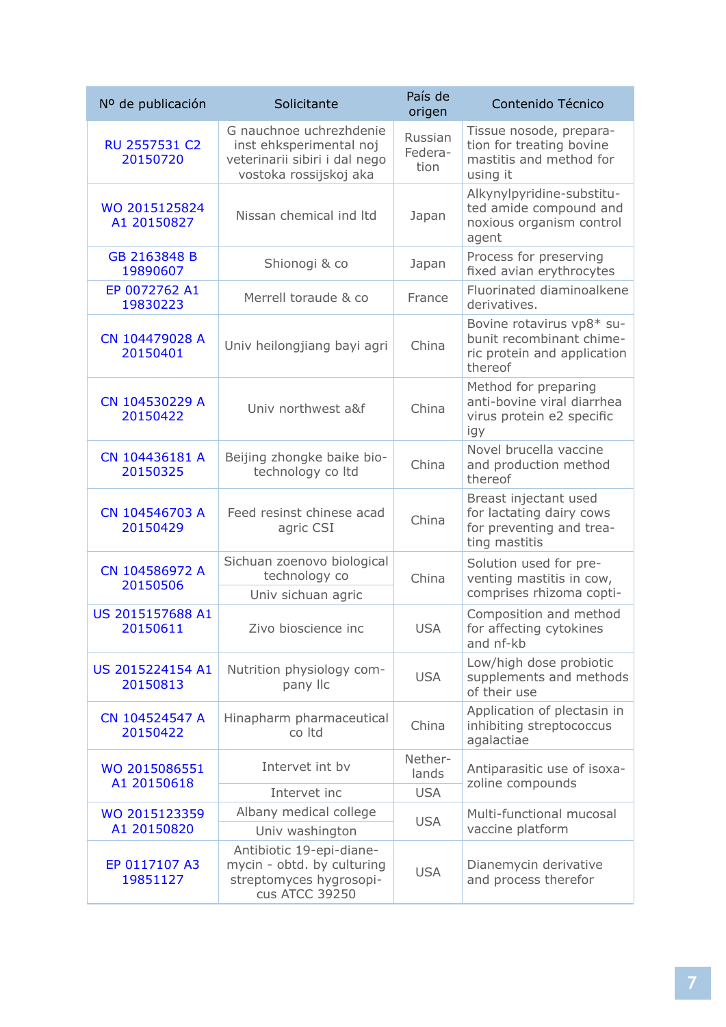| Nº de publicación | Solicitante | País de origen | Contenido Técnico |
|---|---|---|---|
| RU 2557531 C2 20150720 | G nauchnoe uchrezhdenie inst ehksperimental noj veterinarii sibiri i dal nego vostoka rossijskoj aka | Russian Federation | Tissue nosode, preparation for treating bovine mastitis and method for using it |
| WO 2015125824 A1 20150827 | Nissan chemical ind ltd | Japan | Alkynylpyridine-substituted amide compound and noxious organism control agent |
| GB 2163848 B 19890607 | Shionogi & co | Japan | Process for preserving fixed avian erythrocytes |
| EP 0072762 A1 19830223 | Merrell toraude & co | France | Fluorinated diaminoalkene derivatives. |
| CN 104479028 A 20150401 | Univ heilongjiang bayi agri | China | Bovine rotavirus vp8* subunit recombinant chimeric protein and application thereof |
| CN 104530229 A 20150422 | Univ northwest a&f | China | Method for preparing anti-bovine viral diarrhea virus protein e2 specific igy |
| CN 104436181 A 20150325 | Beijing zhongke baike biotechnology co ltd | China | Novel brucella vaccine and production method thereof |
| CN 104546703 A 20150429 | Feed resinst chinese acad agric CSI | China | Breast injectant used for lactating dairy cows for preventing and treating mastitis |
| CN 104586972 A 20150506 | Sichuan zoenovo biological technology co<br>Univ sichuan agric | China | Solution used for preventing mastitis in cow, comprises rhizoma copti- |
| US 2015157688 A1 20150611 | Zivo bioscience inc | USA | Composition and method for affecting cytokines and nf-kb |
| US 2015224154 A1 20150813 | Nutrition physiology company llc | USA | Low/high dose probiotic supplements and methods of their use |
| CN 104524547 A 20150422 | Hinapharm pharmaceutical co ltd | China | Application of plectasin in inhibiting streptococcus agalactiae |
| WO 2015086551 A1 20150618 | Intervet int bv<br>Intervet inc | Netherlands<br>USA | Antiparasitic use of isoxazoline compounds |
| WO 2015123359 A1 20150820 | Albany medical college<br>Univ washington | USA | Multi-functional mucosal vaccine platform |
| EP 0117107 A3 19851127 | Antibiotic 19-epi-dianemycin - obtd. by culturing streptomyces hygroscopicus ATCC 39250 | USA | Dianemycin derivative and process therefor |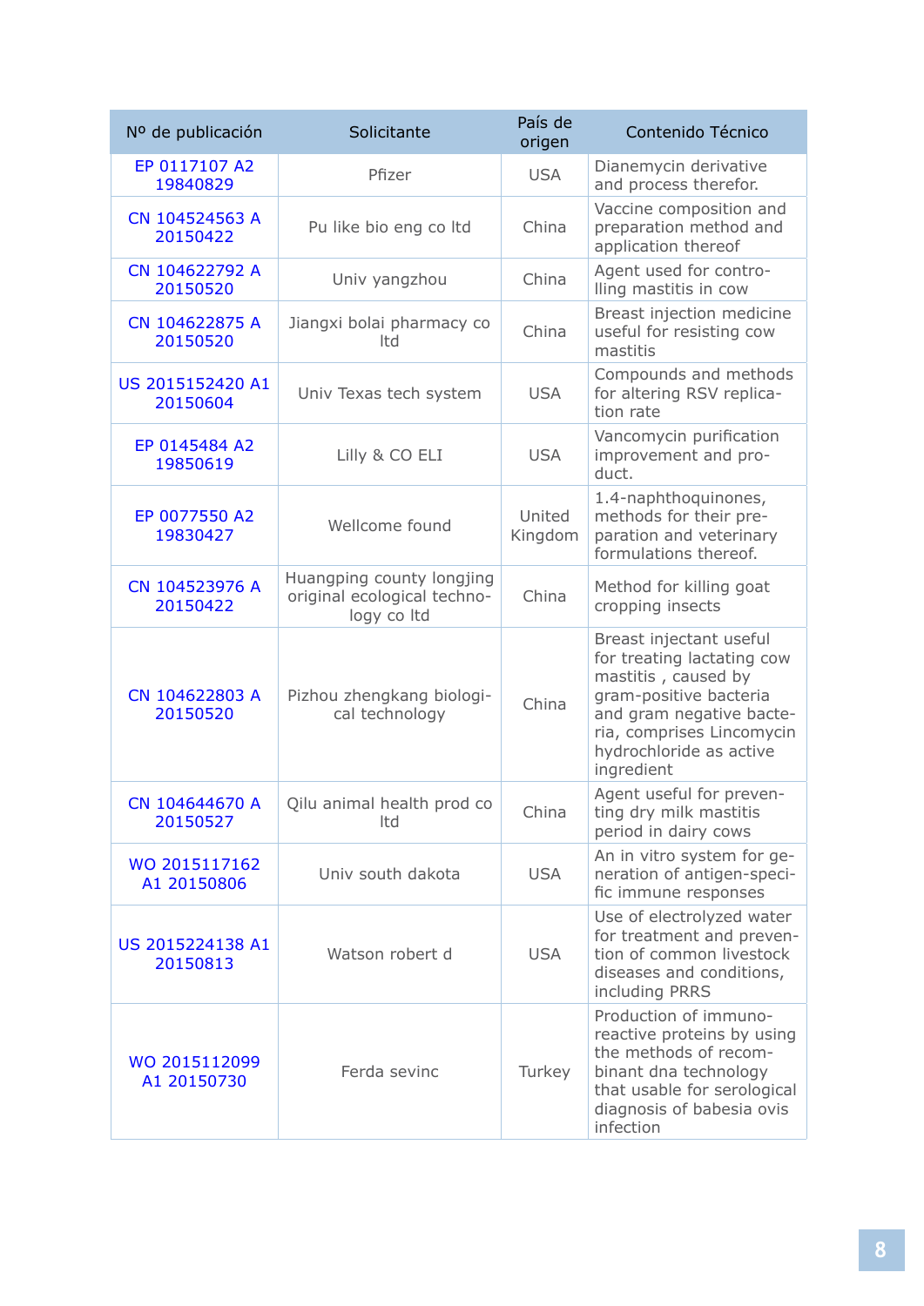| Nº de publicación | Solicitante | País de origen | Contenido Técnico |
|---|---|---|---|
| EP 0117107 A2 19840829 | Pfizer | USA | Dianemycin derivative and process therefor. |
| CN 104524563 A 20150422 | Pu like bio eng co ltd | China | Vaccine composition and preparation method and application thereof |
| CN 104622792 A 20150520 | Univ yangzhou | China | Agent used for controlling mastitis in cow |
| CN 104622875 A 20150520 | Jiangxi bolai pharmacy co ltd | China | Breast injection medicine useful for resisting cow mastitis |
| US 2015152420 A1 20150604 | Univ Texas tech system | USA | Compounds and methods for altering RSV replication rate |
| EP 0145484 A2 19850619 | Lilly & CO ELI | USA | Vancomycin purification improvement and product. |
| EP 0077550 A2 19830427 | Wellcome found | United Kingdom | 1.4-naphthoquinones, methods for their preparation and veterinary formulations thereof. |
| CN 104523976 A 20150422 | Huangping county longjing original ecological technology co ltd | China | Method for killing goat cropping insects |
| CN 104622803 A 20150520 | Pizhou zhengkang biological technology | China | Breast injectant useful for treating lactating cow mastitis , caused by gram-positive bacteria and gram negative bacteria, comprises Lincomycin hydrochloride as active ingredient |
| CN 104644670 A 20150527 | Qilu animal health prod co ltd | China | Agent useful for preventing dry milk mastitis period in dairy cows |
| WO 2015117162 A1 20150806 | Univ south dakota | USA | An in vitro system for generation of antigen-specific immune responses |
| US 2015224138 A1 20150813 | Watson robert d | USA | Use of electrolyzed water for treatment and prevention of common livestock diseases and conditions, including PRRS |
| WO 2015112099 A1 20150730 | Ferda sevinc | Turkey | Production of immunoreactive proteins by using the methods of recombinant dna technology that usable for serological diagnosis of babesia ovis infection |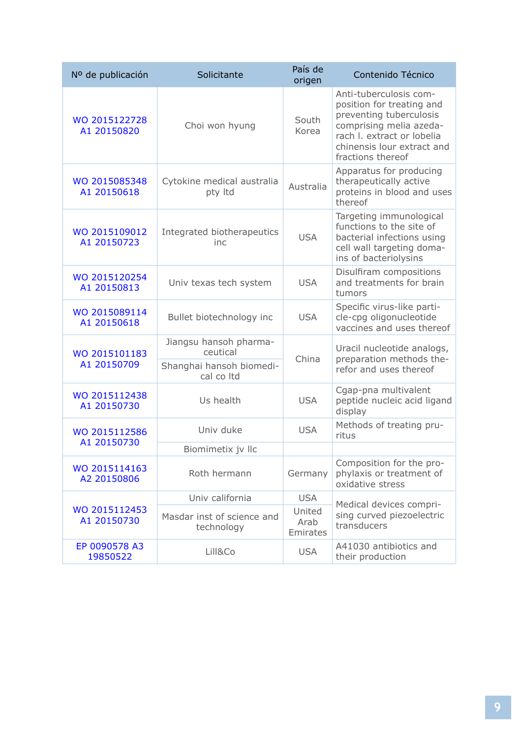| Nº de publicación | Solicitante | País de origen | Contenido Técnico |
|---|---|---|---|
| WO 2015122728 A1 20150820 | Choi won hyung | South Korea | Anti-tuberculosis composition for treating and preventing tuberculosis comprising melia azedarach l. extract or lobelia chinensis lour extract and fractions thereof |
| WO 2015085348 A1 20150618 | Cytokine medical australia pty ltd | Australia | Apparatus for producing therapeutically active proteins in blood and uses thereof |
| WO 2015109012 A1 20150723 | Integrated biotherapeutics inc | USA | Targeting immunological functions to the site of bacterial infections using cell wall targeting domains of bacteriolysins |
| WO 2015120254 A1 20150813 | Univ texas tech system | USA | Disulfiram compositions and treatments for brain tumors |
| WO 2015089114 A1 20150618 | Bullet biotechnology inc | USA | Specific virus-like particle-cpg oligonucleotide vaccines and uses thereof |
| WO 2015101183 A1 20150709 | Jiangsu hansoh pharmaceutical | China | Uracil nucleotide analogs, preparation methods therefor and uses thereof |
| | Shanghai hansoh biomedical co ltd | | |
| WO 2015112438 A1 20150730 | Us health | USA | Cgap-pna multivalent peptide nucleic acid ligand display |
| WO 2015112586 A1 20150730 | Univ duke | USA | Methods of treating pruritus |
| | Biomimetix jv llc | | |
| WO 2015114163 A2 20150806 | Roth hermann | Germany | Composition for the prophylaxis or treatment of oxidative stress |
| WO 2015112453 A1 20150730 | Univ california | USA | Medical devices comprising curved piezoelectric transducers |
| | Masdar inst of science and technology | United Arab Emirates | |
| EP 0090578 A3 19850522 | Lill&Co | USA | A41030 antibiotics and their production |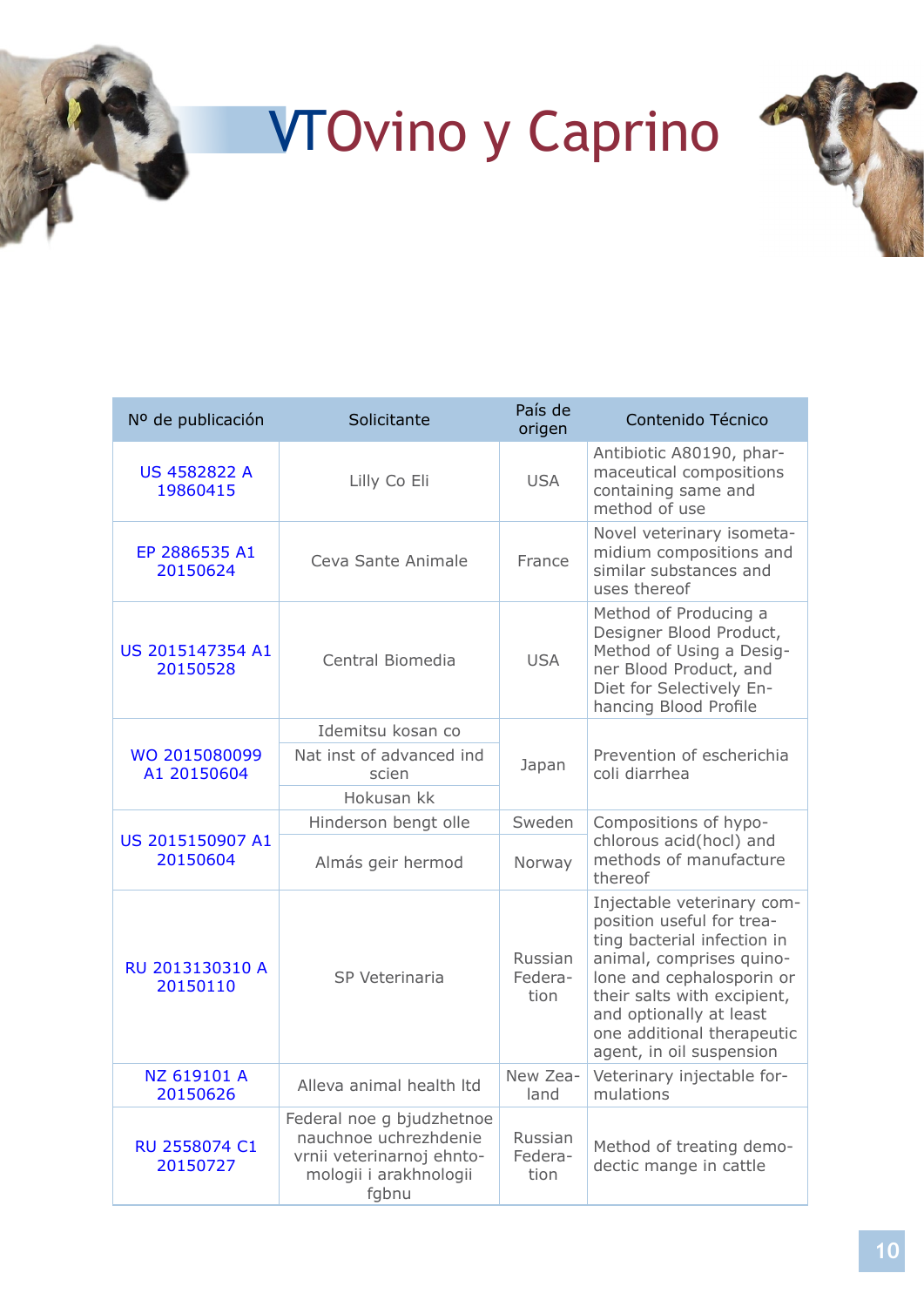# VT Ovino y Caprino

| Nº de publicación | Solicitante | País de origen | Contenido Técnico |
|---|---|---|---|
| US 4582822 A 19860415 | Lilly Co Eli | USA | Antibiotic A80190, pharmaceutical compositions containing same and method of use |
| EP 2886535 A1 20150624 | Ceva Sante Animale | France | Novel veterinary isometamidium compositions and similar substances and uses thereof |
| US 2015147354 A1 20150528 | Central Biomedia | USA | Method of Producing a Designer Blood Product, Method of Using a Designer Blood Product, and Diet for Selectively Enhancing Blood Profile |
| WO 2015080099 A1 20150604 | Idemitsu kosan co | Japan | Prevention of escherichia coli diarrhea |
| | Nat inst of advanced ind scien | | |
| | Hokusan kk | | |
| US 2015150907 A1 20150604 | Hinderson bengt olle | Sweden | Compositions of hypochlorous acid(hocl) and methods of manufacture thereof |
| | Almás geir hermod | Norway | |
| RU 2013130310 A 20150110 | SP Veterinaria | Russian Federation | Injectable veterinary composition useful for treating bacterial infection in animal, comprises quinolone and cephalosporin or their salts with excipient, and optionally at least one additional therapeutic agent, in oil suspension |
| NZ 619101 A 20150626 | Alleva animal health ltd | New Zealand | Veterinary injectable formulations |
| RU 2558074 C1 20150727 | Federal noe g bjudzhetnoe nauchnoe uchrezhdenie vrnii veterinarnoj ehntomologii i arakhnologii fgbnu | Russian Federation | Method of treating demodectic mange in cattle |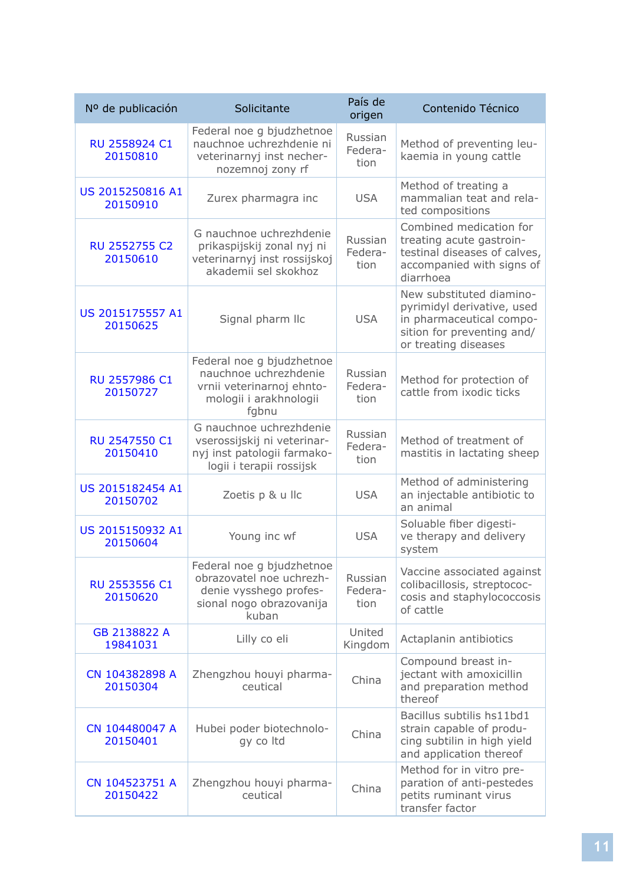| Nº de publicación | Solicitante | País de origen | Contenido Técnico |
|---|---|---|---|
| RU 2558924 C1 20150810 | Federal noe g bjudzhetnoe nauchnoe uchrezhdenie ni veterinarnyj inst nechernozemnoj zony rf | Russian Federation | Method of preventing leukaemia in young cattle |
| US 2015250816 A1 20150910 | Zurex pharmagra inc | USA | Method of treating a mammalian teat and related compositions |
| RU 2552755 C2 20150610 | G nauchnoe uchrezhdenie prikaspijskij zonal nyj ni veterinarnyj inst rossijskoj akademii sel skokhoz | Russian Federation | Combined medication for treating acute gastrointestinal diseases of calves, accompanied with signs of diarrhoea |
| US 2015175557 A1 20150625 | Signal pharm llc | USA | New substituted diaminopyrimidyl derivative, used in pharmaceutical composition for preventing and/or treating diseases |
| RU 2557986 C1 20150727 | Federal noe g bjudzhetnoe nauchnoe uchrezhdenie vrnii veterinarnoj ehntomologii i arakhnologii fgbnu | Russian Federation | Method for protection of cattle from ixodic ticks |
| RU 2547550 C1 20150410 | G nauchnoe uchrezhdenie vserossijskij ni veterinarnyj inst patologii farmakologii i terapii rossijsk | Russian Federation | Method of treatment of mastitis in lactating sheep |
| US 2015182454 A1 20150702 | Zoetis p & u llc | USA | Method of administering an injectable antibiotic to an animal |
| US 2015150932 A1 20150604 | Young inc wf | USA | Soluable fiber digestive therapy and delivery system |
| RU 2553556 C1 20150620 | Federal noe g bjudzhetnoe obrazovatel noe uchrezhdenie vysshego professional nogo obrazovanija kuban | Russian Federation | Vaccine associated against colibacillosis, streptococcosis and staphylococcosis of cattle |
| GB 2138822 A 19841031 | Lilly co eli | United Kingdom | Actaplanin antibiotics |
| CN 104382898 A 20150304 | Zhengzhou houyi pharmaceutical | China | Compound breast injectant with amoxicillin and preparation method thereof |
| CN 104480047 A 20150401 | Hubei poder biotechnology co ltd | China | Bacillus subtilis hs11bd1 strain capable of producing subtilin in high yield and application thereof |
| CN 104523751 A 20150422 | Zhengzhou houyi pharmaceutical | China | Method for in vitro preparation of anti-pestedes petits ruminant virus transfer factor |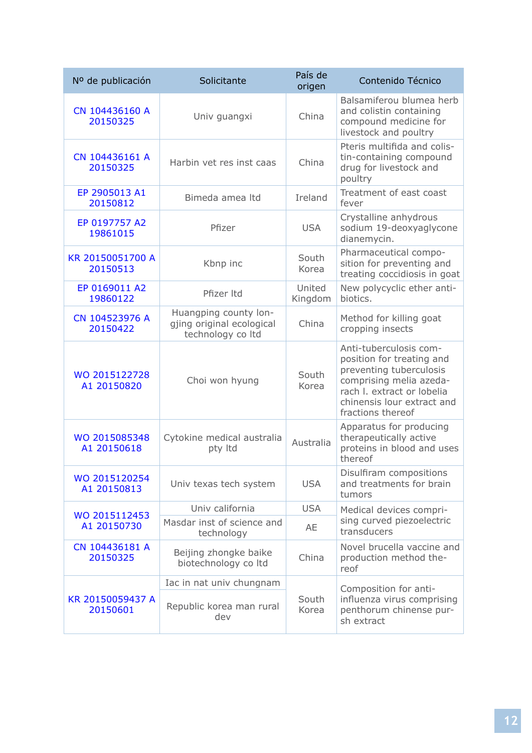| Nº de publicación | Solicitante | País de origen | Contenido Técnico |
|---|---|---|---|
| CN 104436160 A 20150325 | Univ guangxi | China | Balsamiferou blumea herb and colistin containing compound medicine for livestock and poultry |
| CN 104436161 A 20150325 | Harbin vet res inst caas | China | Pteris multifida and colistin-containing compound drug for livestock and poultry |
| EP 2905013 A1 20150812 | Bimeda amea ltd | Ireland | Treatment of east coast fever |
| EP 0197757 A2 19861015 | Pfizer | USA | Crystalline anhydrous sodium 19-deoxyaglycone dianemycin. |
| KR 20150051700 A 20150513 | Kbnp inc | South Korea | Pharmaceutical composition for preventing and treating coccidiosis in goat |
| EP 0169011 A2 19860122 | Pfizer ltd | United Kingdom | New polycyclic ether antibiotics. |
| CN 104523976 A 20150422 | Huangping county longjing original ecological technology co ltd | China | Method for killing goat cropping insects |
| WO 2015122728 A1 20150820 | Choi won hyung | South Korea | Anti-tuberculosis composition for treating and preventing tuberculosis comprising melia azedarach l. extract or lobelia chinensis lour extract and fractions thereof |
| WO 2015085348 A1 20150618 | Cytokine medical australia pty ltd | Australia | Apparatus for producing therapeutically active proteins in blood and uses thereof |
| WO 2015120254 A1 20150813 | Univ texas tech system | USA | Disulfiram compositions and treatments for brain tumors |
| WO 2015112453 A1 20150730 | Univ california | USA | Medical devices comprising curved piezoelectric transducers |
| | Masdar inst of science and technology | AE | |
| CN 104436181 A 20150325 | Beijing zhongke baike biotechnology co ltd | China | Novel brucella vaccine and production method thereof |
| KR 20150059437 A 20150601 | Iac in nat univ chungnam | South Korea | Composition for anti-influenza virus comprising penthorum chinense pursh extract |
| | Republic korea man rural dev | | |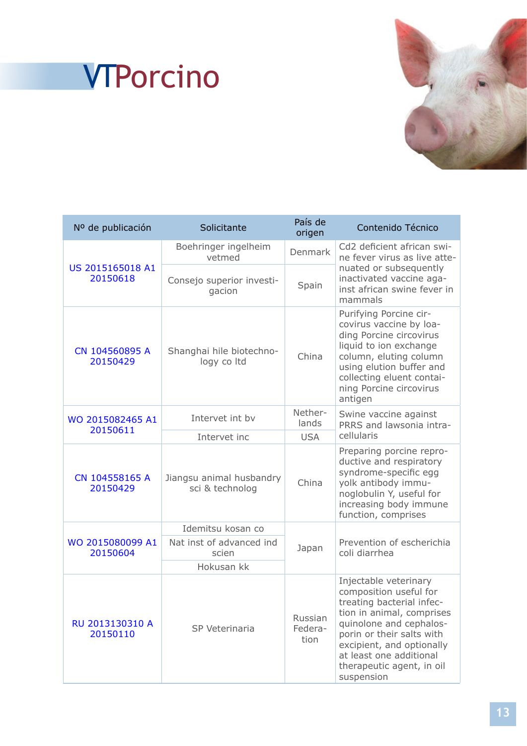# VTPorcino

| Nº de publicación | Solicitante | País de origen | Contenido Técnico |
|---|---|---|---|
| US 2015165018 A1 20150618 | Boehringer ingelheim vetmed | Denmark | Cd2 deficient african swine fever virus as live attenuated or subsequently inactivated vaccine against african swine fever in mammals |
| | Consejo superior investigacion | Spain | |
| CN 104560895 A 20150429 | Shanghai hile biotechnology co ltd | China | Purifying Porcine circovirus vaccine by loading Porcine circovirus liquid to ion exchange column, eluting column using elution buffer and collecting eluent containing Porcine circovirus antigen |
| WO 2015082465 A1 20150611 | Intervet int bv | Netherlands | Swine vaccine against PRRS and lawsonia intracellularis |
| | Intervet inc | USA | |
| CN 104558165 A 20150429 | Jiangsu animal husbandry sci & technolog | China | Preparing porcine reproductive and respiratory syndrome-specific egg yolk antibody immunoglobulin Y, useful for increasing body immune function, comprises |
| WO 2015080099 A1 20150604 | Idemitsu kosan co | Japan | Prevention of escherichia coli diarrhea |
| | Nat inst of advanced ind scien | | |
| | Hokusan kk | | |
| RU 2013130310 A 20150110 | SP Veterinaria | Russian Federation | Injectable veterinary composition useful for treating bacterial infection in animal, comprises quinolone and cephalosporin or their salts with excipient, and optionally at least one additional therapeutic agent, in oil suspension |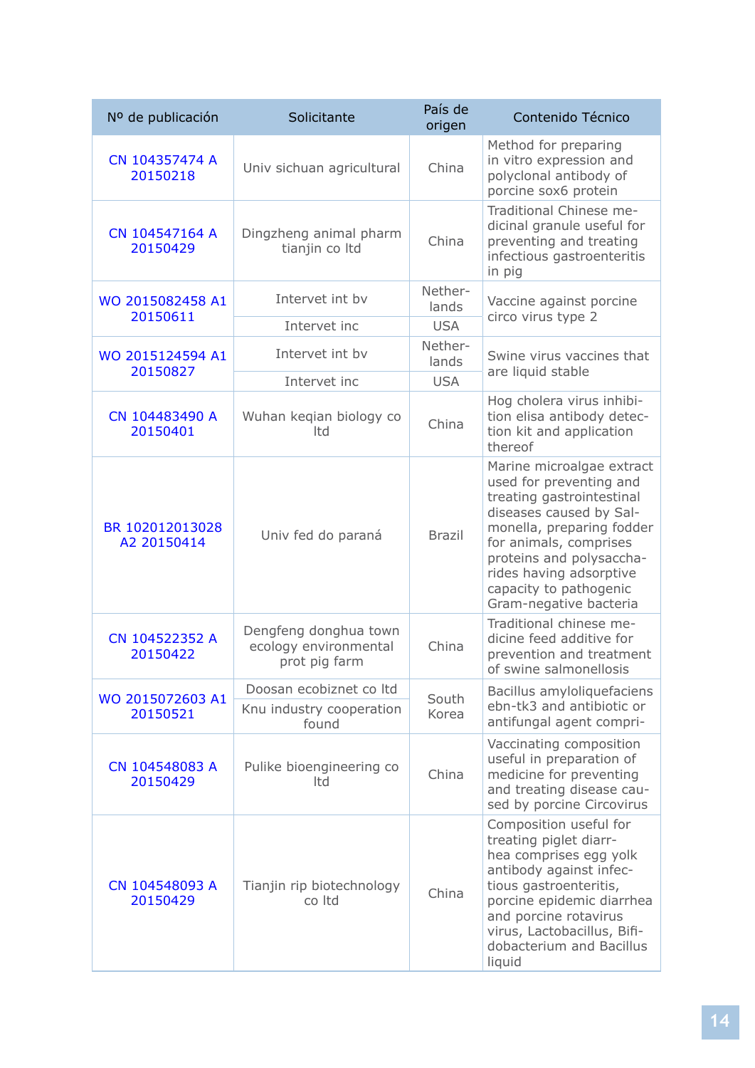| Nº de publicación | Solicitante | País de origen | Contenido Técnico |
|---|---|---|---|
| CN 104357474 A 20150218 | Univ sichuan agricultural | China | Method for preparing in vitro expression and polyclonal antibody of porcine sox6 protein |
| CN 104547164 A 20150429 | Dingzheng animal pharm tianjin co ltd | China | Traditional Chinese medicinal granule useful for preventing and treating infectious gastroenteritis in pig |
| WO 2015082458 A1 20150611 | Intervet int bv | Netherlands | Vaccine against porcine circo virus type 2 |
| | Intervet inc | USA | |
| WO 2015124594 A1 20150827 | Intervet int bv | Netherlands | Swine virus vaccines that are liquid stable |
| | Intervet inc | USA | |
| CN 104483490 A 20150401 | Wuhan keqian biology co ltd | China | Hog cholera virus inhibition elisa antibody detection kit and application thereof |
| BR 102012013028 A2 20150414 | Univ fed do paraná | Brazil | Marine microalgae extract used for preventing and treating gastrointestinal diseases caused by Salmonella, preparing fodder for animals, comprises proteins and polysaccharides having adsorptive capacity to pathogenic Gram-negative bacteria |
| CN 104522352 A 20150422 | Dengfeng donghua town ecology environmental prot pig farm | China | Traditional chinese medicine feed additive for prevention and treatment of swine salmonellosis |
| WO 2015072603 A1 20150521 | Doosan ecobiznet co ltd | South Korea | Bacillus amyloliquefaciens ebn-tk3 and antibiotic or antifungal agent compri- |
| | Knu industry cooperation found | | |
| CN 104548083 A 20150429 | Pulike bioengineering co ltd | China | Vaccinating composition useful in preparation of medicine for preventing and treating disease caused by porcine Circovirus |
| CN 104548093 A 20150429 | Tianjin rip biotechnology co ltd | China | Composition useful for treating piglet diarrhea comprises egg yolk antibody against infectious gastroenteritis, porcine epidemic diarrhea and porcine rotavirus virus, Lactobacillus, Bifidobacterium and Bacillus liquid |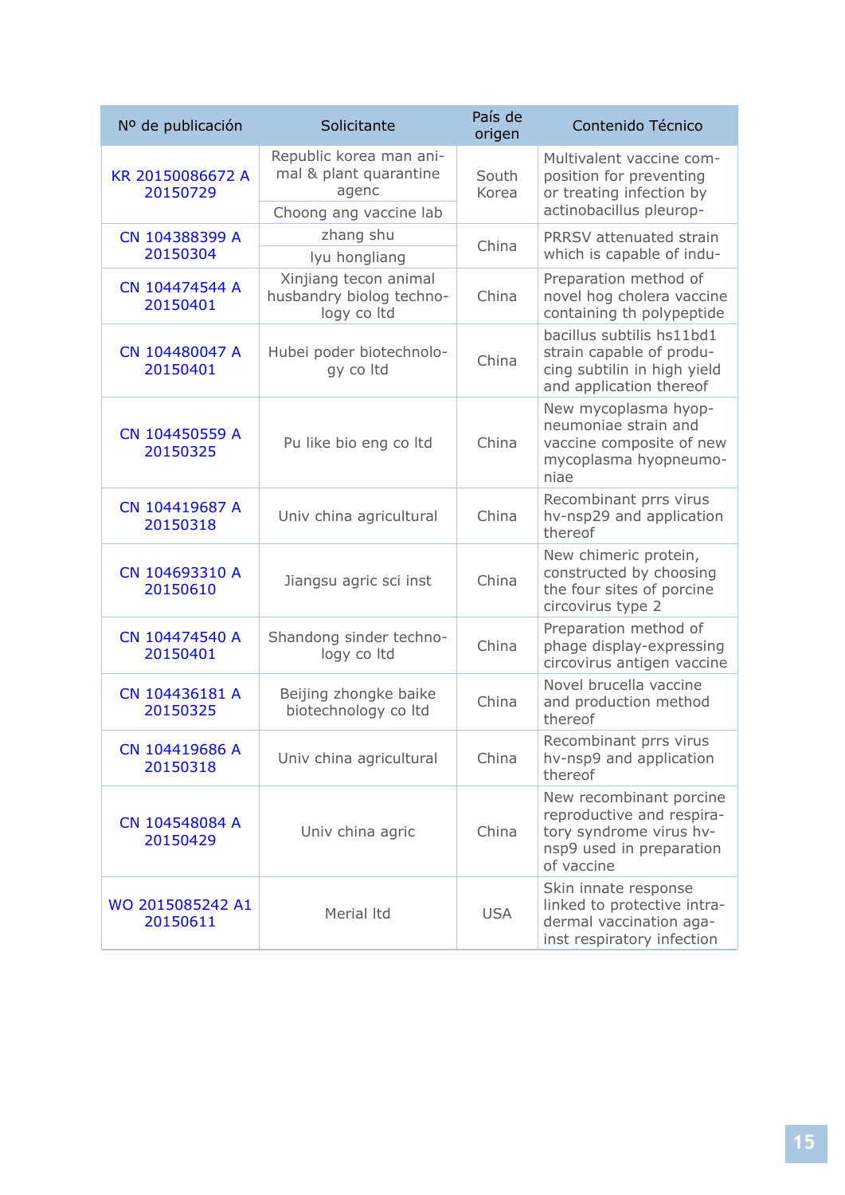| Nº de publicación | Solicitante | País de origen | Contenido Técnico |
|---|---|---|---|
| KR 20150086672 A 20150729 | Republic korea man animal & plant quarantine agenc<br>Choong ang vaccine lab | South Korea | Multivalent vaccine composition for preventing or treating infection by actinobacillus pleurop- |
| CN 104388399 A 20150304 | zhang shu<br>lyu hongliang | China | PRRSV attenuated strain which is capable of indu- |
| CN 104474544 A 20150401 | Xinjiang tecon animal husbandry biolog technology co ltd | China | Preparation method of novel hog cholera vaccine containing th polypeptide |
| CN 104480047 A 20150401 | Hubei poder biotechnology co ltd | China | bacillus subtilis hs11bd1 strain capable of producing subtilin in high yield and application thereof |
| CN 104450559 A 20150325 | Pu like bio eng co ltd | China | New mycoplasma hyopneumoniae strain and vaccine composite of new mycoplasma hyopneumoniae |
| CN 104419687 A 20150318 | Univ china agricultural | China | Recombinant prrs virus hv-nsp29 and application thereof |
| CN 104693310 A 20150610 | Jiangsu agric sci inst | China | New chimeric protein, constructed by choosing the four sites of porcine circovirus type 2 |
| CN 104474540 A 20150401 | Shandong sinder technology co ltd | China | Preparation method of phage display-expressing circovirus antigen vaccine |
| CN 104436181 A 20150325 | Beijing zhongke baike biotechnology co ltd | China | Novel brucella vaccine and production method thereof |
| CN 104419686 A 20150318 | Univ china agricultural | China | Recombinant prrs virus hv-nsp9 and application thereof |
| CN 104548084 A 20150429 | Univ china agric | China | New recombinant porcine reproductive and respiratory syndrome virus hv-nsp9 used in preparation of vaccine |
| WO 2015085242 A1 20150611 | Merial ltd | USA | Skin innate response linked to protective intradermal vaccination against respiratory infection |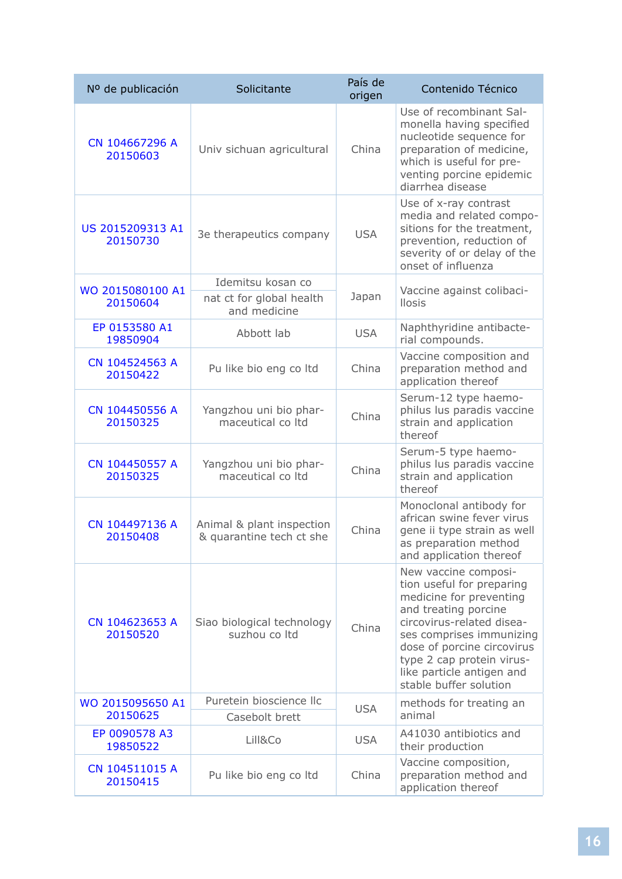| Nº de publicación | Solicitante | País de origen | Contenido Técnico |
|---|---|---|---|
| CN 104667296 A 20150603 | Univ sichuan agricultural | China | Use of recombinant Salmonella having specified nucleotide sequence for preparation of medicine, which is useful for preventing porcine epidemic diarrhea disease |
| US 2015209313 A1 20150730 | 3e therapeutics company | USA | Use of x-ray contrast media and related compositions for the treatment, prevention, reduction of severity of or delay of the onset of influenza |
| WO 2015080100 A1 20150604 | Idemitsu kosan co<br>nat ct for global health and medicine | Japan | Vaccine against colibacillosis |
| EP 0153580 A1 19850904 | Abbott lab | USA | Naphthyridine antibacterial compounds. |
| CN 104524563 A 20150422 | Pu like bio eng co ltd | China | Vaccine composition and preparation method and application thereof |
| CN 104450556 A 20150325 | Yangzhou uni bio pharmaceutical co ltd | China | Serum-12 type haemophilus lus paradis vaccine strain and application thereof |
| CN 104450557 A 20150325 | Yangzhou uni bio pharmaceutical co ltd | China | Serum-5 type haemophilus lus paradis vaccine strain and application thereof |
| CN 104497136 A 20150408 | Animal & plant inspection & quarantine tech ct she | China | Monoclonal antibody for african swine fever virus gene ii type strain as well as preparation method and application thereof |
| CN 104623653 A 20150520 | Siao biological technology suzhou co ltd | China | New vaccine composition useful for preparing medicine for preventing and treating porcine circovirus-related diseases comprises immunizing dose of porcine circovirus type 2 cap protein virus-like particle antigen and stable buffer solution |
| WO 2015095650 A1 20150625 | Puretein bioscience llc<br>Casebolt brett | USA | methods for treating an animal |
| EP 0090578 A3 19850522 | Lill&Co | USA | A41030 antibiotics and their production |
| CN 104511015 A 20150415 | Pu like bio eng co ltd | China | Vaccine composition, preparation method and application thereof |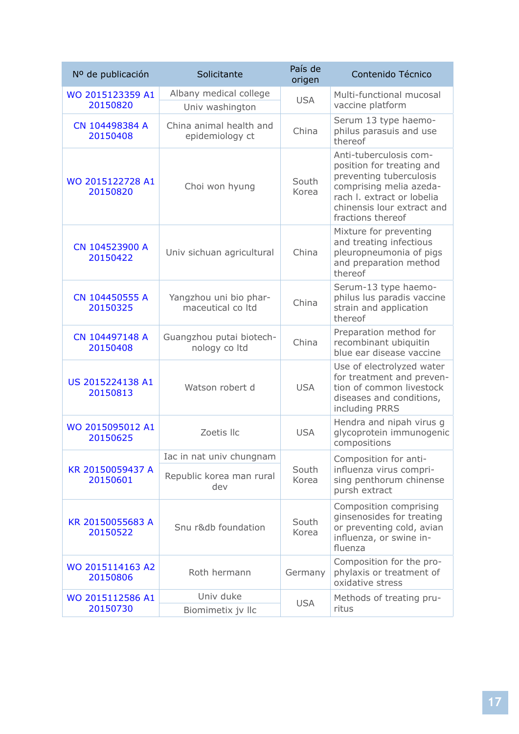| Nº de publicación | Solicitante | País de origen | Contenido Técnico |
|---|---|---|---|
| WO 2015123359 A1 20150820 | Albany medical college<br>Univ washington | USA | Multi-functional mucosal vaccine platform |
| CN 104498384 A 20150408 | China animal health and epidemiology ct | China | Serum 13 type haemophilus parasuis and use thereof |
| WO 2015122728 A1 20150820 | Choi won hyung | South Korea | Anti-tuberculosis composition for treating and preventing tuberculosis comprising melia azedarach l. extract or lobelia chinensis lour extract and fractions thereof |
| CN 104523900 A 20150422 | Univ sichuan agricultural | China | Mixture for preventing and treating infectious pleuropneumonia of pigs and preparation method thereof |
| CN 104450555 A 20150325 | Yangzhou uni bio pharmaceutical co ltd | China | Serum-13 type haemophilus lus paradis vaccine strain and application thereof |
| CN 104497148 A 20150408 | Guangzhou putai biotechnology co ltd | China | Preparation method for recombinant ubiquitin blue ear disease vaccine |
| US 2015224138 A1 20150813 | Watson robert d | USA | Use of electrolyzed water for treatment and prevention of common livestock diseases and conditions, including PRRS |
| WO 2015095012 A1 20150625 | Zoetis llc | USA | Hendra and nipah virus g glycoprotein immunogenic compositions |
| KR 20150059437 A 20150601 | Iac in nat univ chungnam<br>Republic korea man rural dev | South Korea | Composition for anti-influenza virus comprising penthorum chinense pursh extract |
| KR 20150055683 A 20150522 | Snu r&db foundation | South Korea | Composition comprising ginsenosides for treating or preventing cold, avian influenza, or swine influenza |
| WO 2015114163 A2 20150806 | Roth hermann | Germany | Composition for the prophylaxis or treatment of oxidative stress |
| WO 2015112586 A1 20150730 | Univ duke<br>Biomimetix jv llc | USA | Methods of treating pruritus |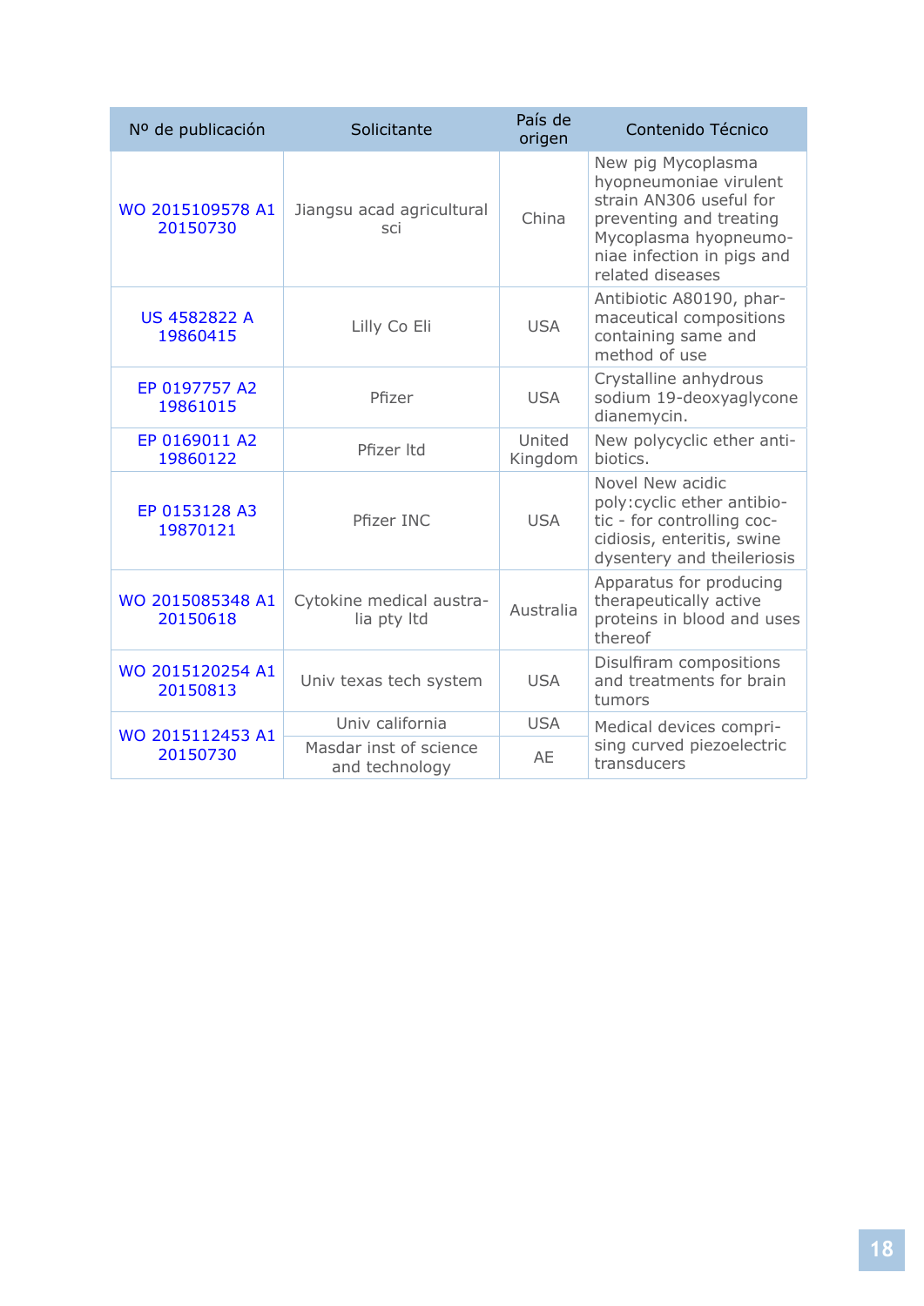| Nº de publicación | Solicitante | País de origen | Contenido Técnico |
| --- | --- | --- | --- |
| WO 2015109578 A1 20150730 | Jiangsu acad agricultural sci | China | New pig Mycoplasma hyopneumoniae virulent strain AN306 useful for preventing and treating Mycoplasma hyopneumoniae infection in pigs and related diseases |
| US 4582822 A 19860415 | Lilly Co Eli | USA | Antibiotic A80190, pharmaceutical compositions containing same and method of use |
| EP 0197757 A2 19861015 | Pfizer | USA | Crystalline anhydrous sodium 19-deoxyaglycone dianemycin. |
| EP 0169011 A2 19860122 | Pfizer ltd | United Kingdom | New polycyclic ether antibiotics. |
| EP 0153128 A3 19870121 | Pfizer INC | USA | Novel New acidic poly:cyclic ether antibiotic - for controlling coccidiosis, enteritis, swine dysentery and theileriosis |
| WO 2015085348 A1 20150618 | Cytokine medical australia pty ltd | Australia | Apparatus for producing therapeutically active proteins in blood and uses thereof |
| WO 2015120254 A1 20150813 | Univ texas tech system | USA | Disulfiram compositions and treatments for brain tumors |
| WO 2015112453 A1 20150730 | Univ california | USA | Medical devices comprising curved piezoelectric transducers |
| | Masdar inst of science and technology | AE | |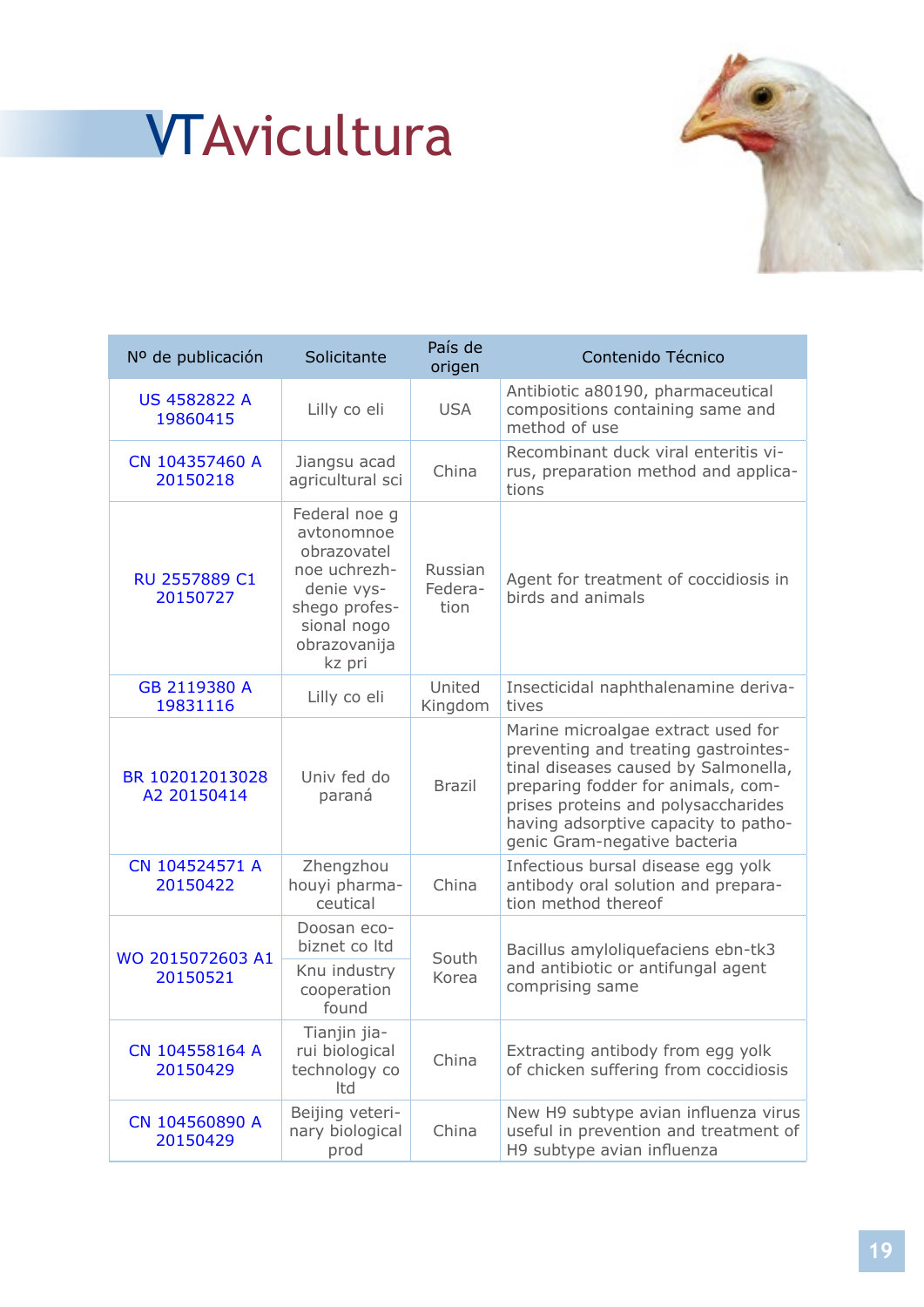# VTAvicultura

| Nº de publicación | Solicitante | País de origen | Contenido Técnico |
|---|---|---|---|
| US 4582822 A 19860415 | Lilly co eli | USA | Antibiotic a80190, pharmaceutical compositions containing same and method of use |
| CN 104357460 A 20150218 | Jiangsu acad agricultural sci | China | Recombinant duck viral enteritis virus, preparation method and applications |
| RU 2557889 C1 20150727 | Federal noe g avtonomnoe obrazovatel noe uchrezhdenie vysshego profesional nogo obrazovanija kz pri | Russian Federation | Agent for treatment of coccidiosis in birds and animals |
| GB 2119380 A 19831116 | Lilly co eli | United Kingdom | Insecticidal naphthalenamine derivatives |
| BR 102012013028 A2 20150414 | Univ fed do paraná | Brazil | Marine microalgae extract used for preventing and treating gastrointestinal diseases caused by Salmonella, preparing fodder for animals, comprises proteins and polysaccharides having adsorptive capacity to pathogenic Gram-negative bacteria |
| CN 104524571 A 20150422 | Zhengzhou houyi pharmaceutical | China | Infectious bursal disease egg yolk antibody oral solution and preparation method thereof |
| WO 2015072603 A1 20150521 | Doosan eco-biznet co ltd; Knu industry cooperation found | South Korea | Bacillus amyloliquefaciens ebn-tk3 and antibiotic or antifungal agent comprising same |
| CN 104558164 A 20150429 | Tianjin jiarui biological technology co ltd | China | Extracting antibody from egg yolk of chicken suffering from coccidiosis |
| CN 104560890 A 20150429 | Beijing veterinary biological prod | China | New H9 subtype avian influenza virus useful in prevention and treatment of H9 subtype avian influenza |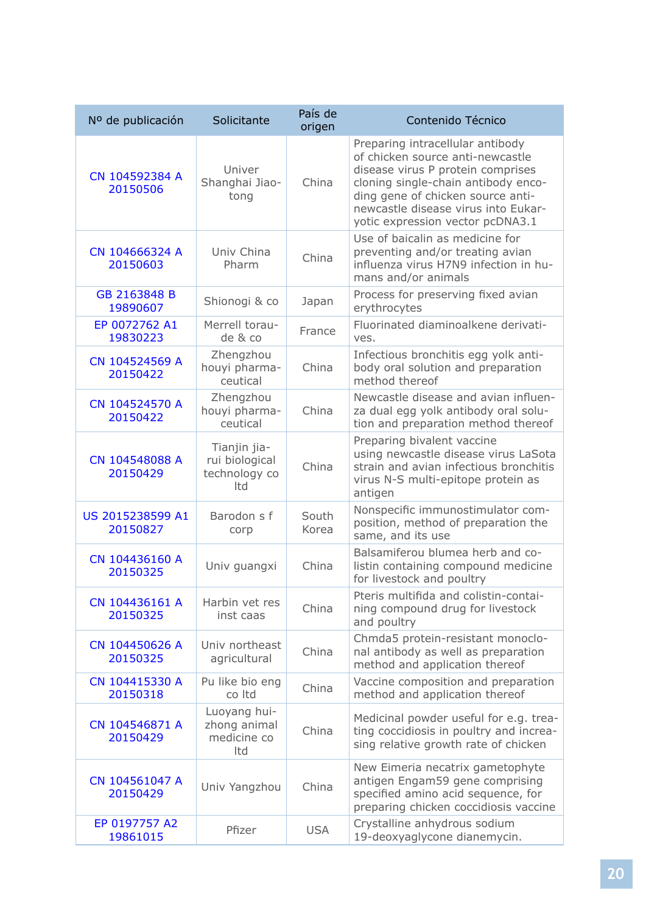| Nº de publicación | Solicitante | País de origen | Contenido Técnico |
|---|---|---|---|
| CN 104592384 A 20150506 | Univer Shanghai Jiaotong | China | Preparing intracellular antibody of chicken source anti-newcastle disease virus P protein comprises cloning single-chain antibody encoding gene of chicken source anti-newcastle disease virus into Eukaryotic expression vector pcDNA3.1 |
| CN 104666324 A 20150603 | Univ China Pharm | China | Use of baicalin as medicine for preventing and/or treating avian influenza virus H7N9 infection in humans and/or animals |
| GB 2163848 B 19890607 | Shionogi & co | Japan | Process for preserving fixed avian erythrocytes |
| EP 0072762 A1 19830223 | Merrell toraude & co | France | Fluorinated diaminoalkene derivatives. |
| CN 104524569 A 20150422 | Zhengzhou houyi pharmaceutical | China | Infectious bronchitis egg yolk antibody oral solution and preparation method thereof |
| CN 104524570 A 20150422 | Zhengzhou houyi pharmaceutical | China | Newcastle disease and avian influenza dual egg yolk antibody oral solution and preparation method thereof |
| CN 104548088 A 20150429 | Tianjin jiarui biological technology co ltd | China | Preparing bivalent vaccine using newcastle disease virus LaSota strain and avian infectious bronchitis virus N-S multi-epitope protein as antigen |
| US 2015238599 A1 20150827 | Barodon s f corp | South Korea | Nonspecific immunostimulator composition, method of preparation the same, and its use |
| CN 104436160 A 20150325 | Univ guangxi | China | Balsamiferou blumea herb and colistin containing compound medicine for livestock and poultry |
| CN 104436161 A 20150325 | Harbin vet res inst caas | China | Pteris multifida and colistin-containing compound drug for livestock and poultry |
| CN 104450626 A 20150325 | Univ northeast agricultural | China | Chmda5 protein-resistant monoclonal antibody as well as preparation method and application thereof |
| CN 104415330 A 20150318 | Pu like bio eng co ltd | China | Vaccine composition and preparation method and application thereof |
| CN 104546871 A 20150429 | Luoyang huizhong animal medicine co ltd | China | Medicinal powder useful for e.g. treating coccidiosis in poultry and increasing relative growth rate of chicken |
| CN 104561047 A 20150429 | Univ Yangzhou | China | New Eimeria necatrix gametophyte antigen Engam59 gene comprising specified amino acid sequence, for preparing chicken coccidiosis vaccine |
| EP 0197757 A2 19861015 | Pfizer | USA | Crystalline anhydrous sodium 19-deoxyaglycone dianemycin. |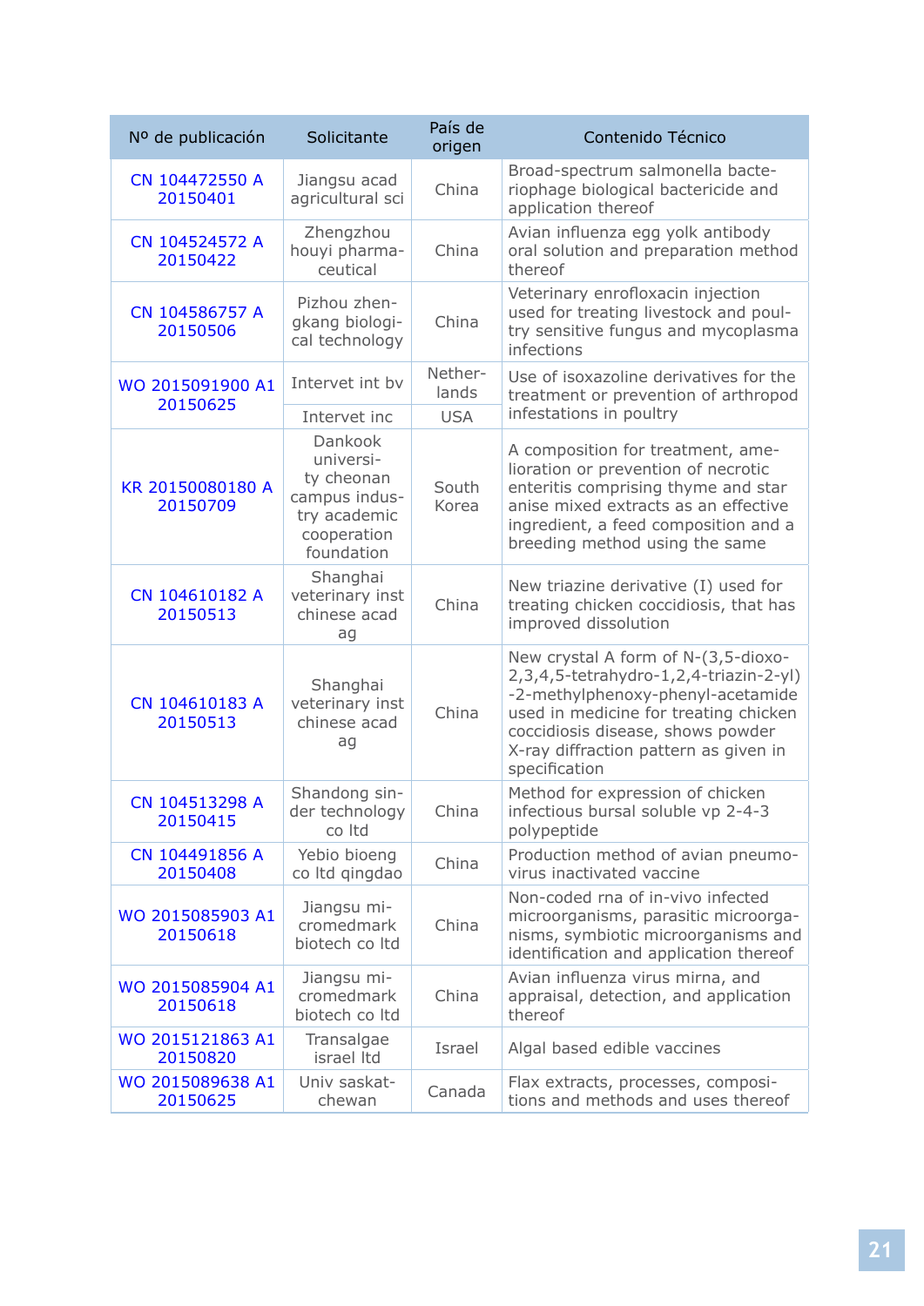| Nº de publicación | Solicitante | País de origen | Contenido Técnico |
|---|---|---|---|
| CN 104472550 A 20150401 | Jiangsu acad agricultural sci | China | Broad-spectrum salmonella bacteriophage biological bactericide and application thereof |
| CN 104524572 A 20150422 | Zhengzhou houyi pharmaceutical | China | Avian influenza egg yolk antibody oral solution and preparation method thereof |
| CN 104586757 A 20150506 | Pizhou zhengkang biological technology | China | Veterinary enrofloxacin injection used for treating livestock and poultry sensitive fungus and mycoplasma infections |
| WO 2015091900 A1 20150625 | Intervet int bv | Netherlands | Use of isoxazoline derivatives for the treatment or prevention of arthropod infestations in poultry |
| | Intervet inc | USA | |
| KR 20150080180 A 20150709 | Dankook university cheonan campus industry academic cooperation foundation | South Korea | A composition for treatment, amelioration or prevention of necrotic enteritis comprising thyme and star anise mixed extracts as an effective ingredient, a feed composition and a breeding method using the same |
| CN 104610182 A 20150513 | Shanghai veterinary inst chinese acad ag | China | New triazine derivative (I) used for treating chicken coccidiosis, that has improved dissolution |
| CN 104610183 A 20150513 | Shanghai veterinary inst chinese acad ag | China | New crystal A form of N-(3,5-dioxo-2,3,4,5-tetrahydro-1,2,4-triazin-2-yl)-2-methylphenoxy-phenyl-acetamide used in medicine for treating chicken coccidiosis disease, shows powder X-ray diffraction pattern as given in specification |
| CN 104513298 A 20150415 | Shandong sinder technology co ltd | China | Method for expression of chicken infectious bursal soluble vp 2-4-3 polypeptide |
| CN 104491856 A 20150408 | Yebio bioeng co ltd qingdao | China | Production method of avian pneumovirus inactivated vaccine |
| WO 2015085903 A1 20150618 | Jiangsu micromedmark biotech co ltd | China | Non-coded rna of in-vivo infected microorganisms, parasitic microorganisms, symbiotic microorganisms and identification and application thereof |
| WO 2015085904 A1 20150618 | Jiangsu micromedmark biotech co ltd | China | Avian influenza virus mirna, and appraisal, detection, and application thereof |
| WO 2015121863 A1 20150820 | Transalgae israel ltd | Israel | Algal based edible vaccines |
| WO 2015089638 A1 20150625 | Univ saskatchewan | Canada | Flax extracts, processes, compositions and methods and uses thereof |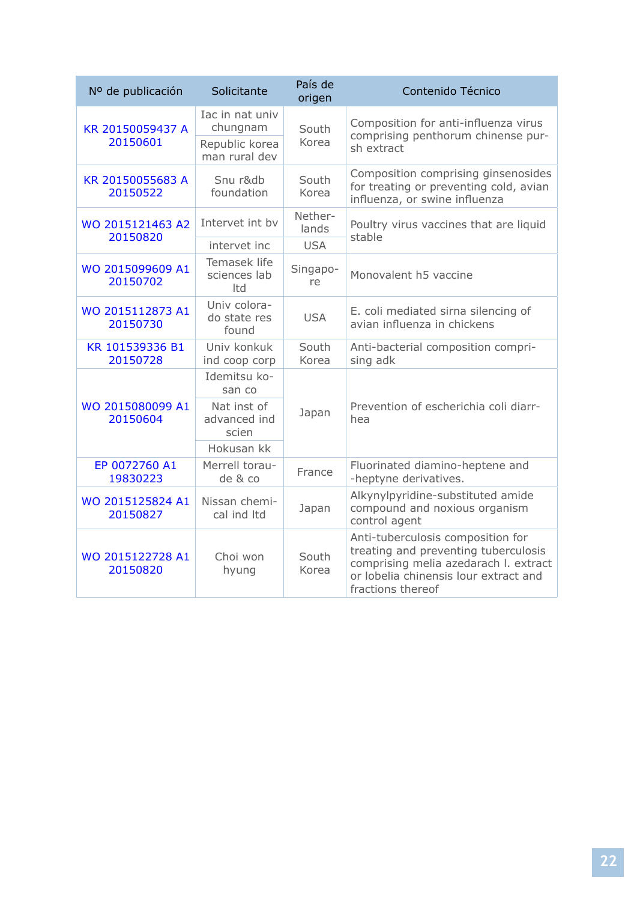| Nº de publicación | Solicitante | País de origen | Contenido Técnico |
|---|---|---|---|
| KR 20150059437 A 20150601 | Iac in nat univ chungnam<br>Republic korea man rural dev | South Korea | Composition for anti-influenza virus comprising penthorum chinense pursh extract |
| KR 20150055683 A 20150522 | Snu r&db foundation | South Korea | Composition comprising ginsenosides for treating or preventing cold, avian influenza, or swine influenza |
| WO 2015121463 A2 20150820 | Intervet int bv<br>intervet inc | Netherlands<br>USA | Poultry virus vaccines that are liquid stable |
| WO 2015099609 A1 20150702 | Temasek life sciences lab ltd | Singapore | Monovalent h5 vaccine |
| WO 2015112873 A1 20150730 | Univ colorado state res found | USA | E. coli mediated sirna silencing of avian influenza in chickens |
| KR 101539336 B1 20150728 | Univ konkuk ind coop corp | South Korea | Anti-bacterial composition comprising adk |
| WO 2015080099 A1 20150604 | Idemitsu kosan co<br>Nat inst of advanced ind scien<br>Hokusan kk | Japan | Prevention of escherichia coli diarrhea |
| EP 0072760 A1 19830223 | Merrell toraude & co | France | Fluorinated diamino-heptene and -heptyne derivatives. |
| WO 2015125824 A1 20150827 | Nissan chemical ind ltd | Japan | Alkynylpyridine-substituted amide compound and noxious organism control agent |
| WO 2015122728 A1 20150820 | Choi won hyung | South Korea | Anti-tuberculosis composition for treating and preventing tuberculosis comprising melia azedarach l. extract or lobelia chinensis lour extract and fractions thereof |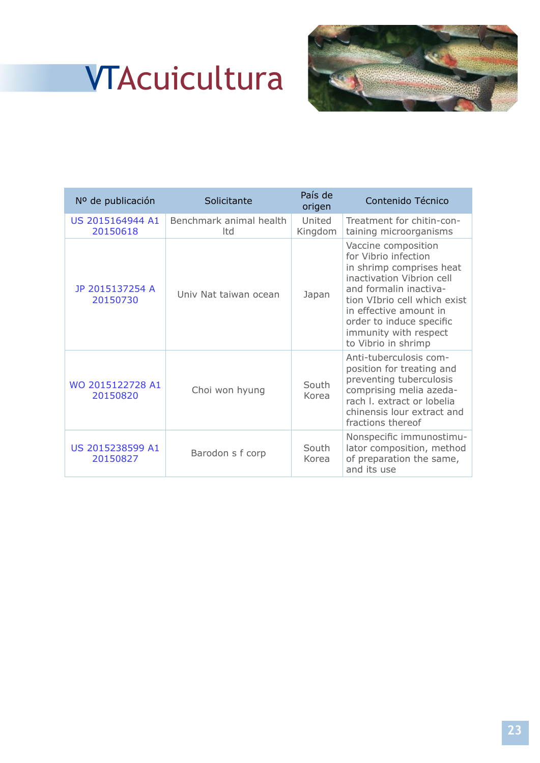# VTAcuicultura

| Nº de publicación | Solicitante | País de origen | Contenido Técnico |
|---|---|---|---|
| US 2015164944 A1 20150618 | Benchmark animal health ltd | United Kingdom | Treatment for chitin-containing microorganisms |
| JP 2015137254 A 20150730 | Univ Nat taiwan ocean | Japan | Vaccine composition for Vibrio infection in shrimp comprises heat inactivation Vibrion cell and formalin inactivation VIbrio cell which exist in effective amount in order to induce specific immunity with respect to Vibrio in shrimp |
| WO 2015122728 A1 20150820 | Choi won hyung | South Korea | Anti-tuberculosis composition for treating and preventing tuberculosis comprising melia azedarach l. extract or lobelia chinensis lour extract and fractions thereof |
| US 2015238599 A1 20150827 | Barodon s f corp | South Korea | Nonspecific immunostimulator composition, method of preparation the same, and its use |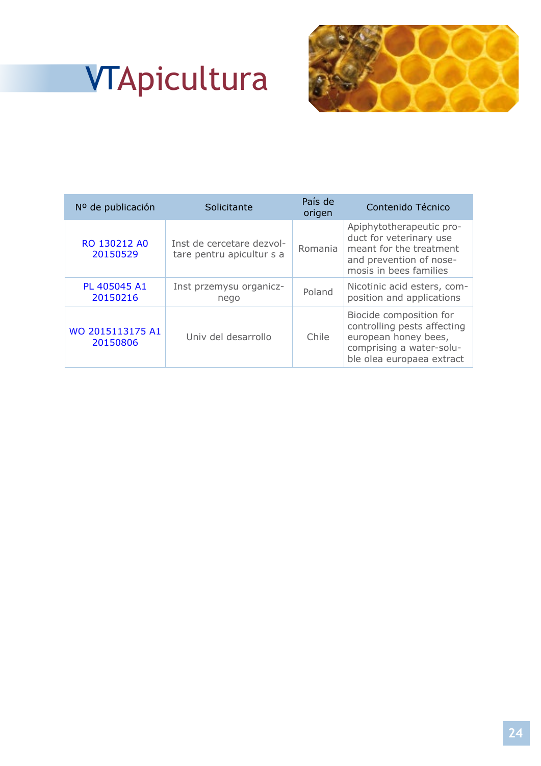# VTApicultura

| Nº de publicación | Solicitante | País de origen | Contenido Técnico |
|---|---|---|---|
| RO 130212 A0 20150529 | Inst de cercetare dezvoltare pentru apicultur s a | Romania | Apiphytotherapeutic product for veterinary use meant for the treatment and prevention of nosemosis in bees families |
| PL 405045 A1 20150216 | Inst przemysu organicznego | Poland | Nicotinic acid esters, composition and applications |
| WO 2015113175 A1 20150806 | Univ del desarrollo | Chile | Biocide composition for controlling pests affecting european honey bees, comprising a water-soluble olea europaea extract |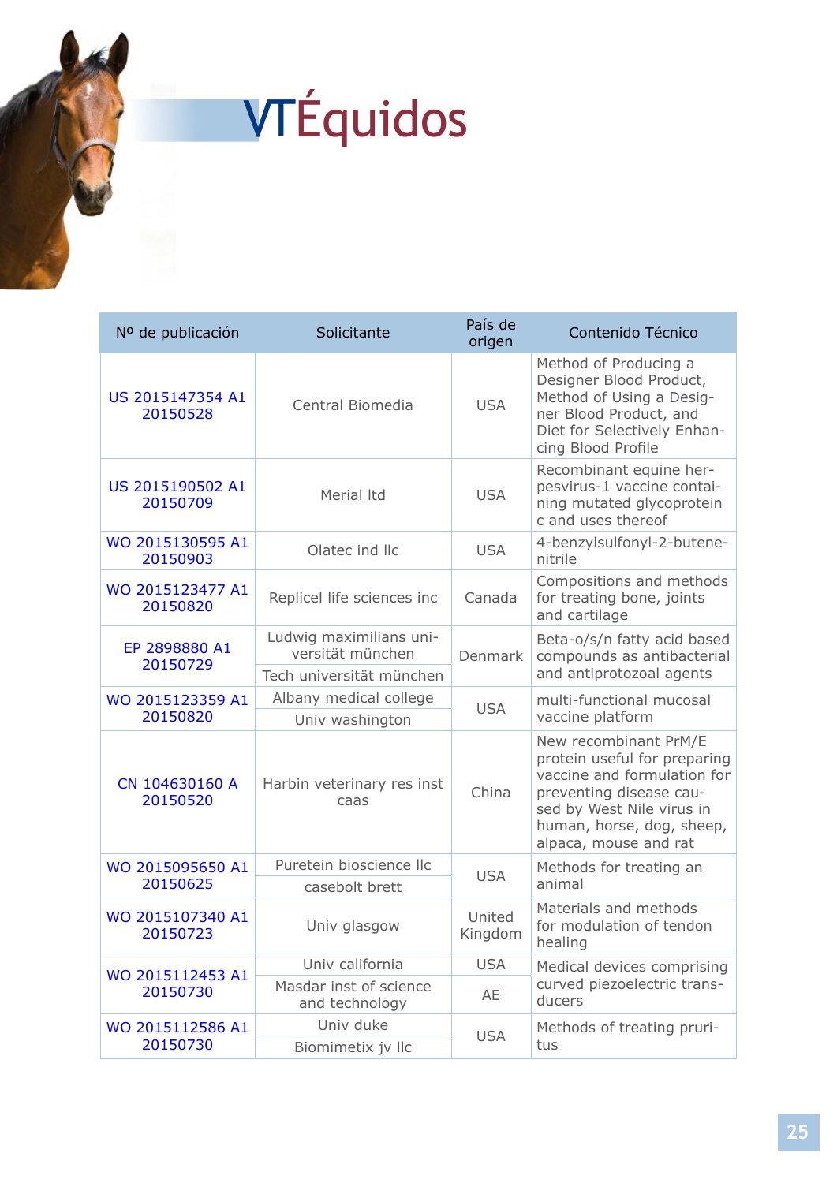# VTÉquidos

| Nº de publicación | Solicitante | País de origen | Contenido Técnico |
|---|---|---|---|
| US 2015147354 A1 20150528 | Central Biomedia | USA | Method of Producing a Designer Blood Product, Method of Using a Designer Blood Product, and Diet for Selectively Enhancing Blood Profile |
| US 2015190502 A1 20150709 | Merial ltd | USA | Recombinant equine herpesvirus-1 vaccine containing mutated glycoprotein c and uses thereof |
| WO 2015130595 A1 20150903 | Olatec ind llc | USA | 4-benzylsulfonyl-2-butenenitrile |
| WO 2015123477 A1 20150820 | Replicel life sciences inc | Canada | Compositions and methods for treating bone, joints and cartilage |
| EP 2898880 A1 20150729 | Ludwig maximilians universität münchen<br>Tech universität münchen | Denmark | Beta-o/s/n fatty acid based compounds as antibacterial and antiprotozoal agents |
| WO 2015123359 A1 20150820 | Albany medical college<br>Univ washington | USA | multi-functional mucosal vaccine platform |
| CN 104630160 A 20150520 | Harbin veterinary res inst caas | China | New recombinant PrM/E protein useful for preparing vaccine and formulation for preventing disease caused by West Nile virus in human, horse, dog, sheep, alpaca, mouse and rat |
| WO 2015095650 A1 20150625 | Puretein bioscience llc<br>casebolt brett | USA | Methods for treating an animal |
| WO 2015107340 A1 20150723 | Univ glasgow | United Kingdom | Materials and methods for modulation of tendon healing |
| WO 2015112453 A1 20150730 | Univ california<br>Masdar inst of science and technology | USA<br>AE | Medical devices comprising curved piezoelectric transducers |
| WO 2015112586 A1 20150730 | Univ duke<br>Biomimetix jv llc | USA | Methods of treating pruritus |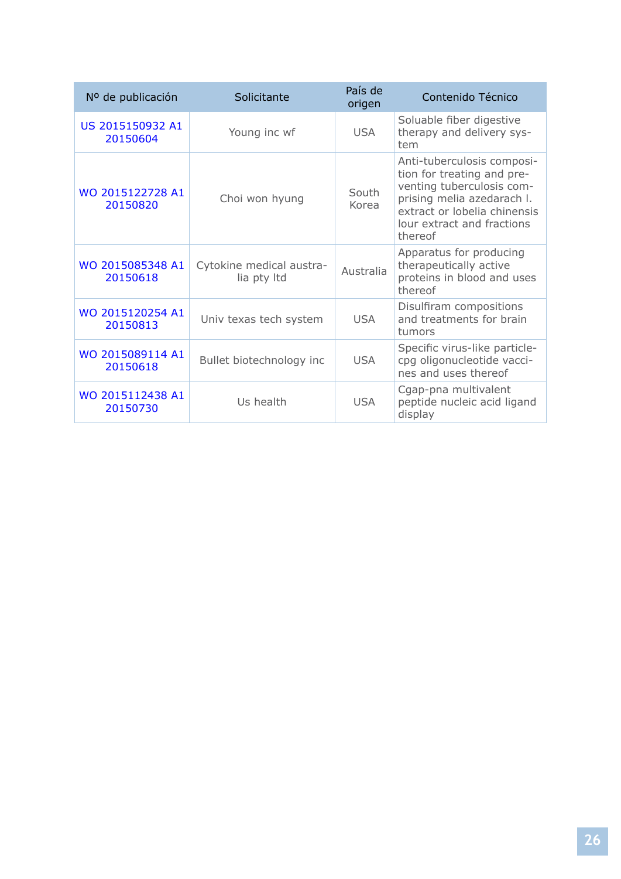| Nº de publicación | Solicitante | País de origen | Contenido Técnico |
|---|---|---|---|
| US 2015150932 A1 20150604 | Young inc wf | USA | Soluable fiber digestive therapy and delivery system |
| WO 2015122728 A1 20150820 | Choi won hyung | South Korea | Anti-tuberculosis composition for treating and preventing tuberculosis comprising melia azedarach l. extract or lobelia chinensis lour extract and fractions thereof |
| WO 2015085348 A1 20150618 | Cytokine medical australia pty ltd | Australia | Apparatus for producing therapeutically active proteins in blood and uses thereof |
| WO 2015120254 A1 20150813 | Univ texas tech system | USA | Disulfiram compositions and treatments for brain tumors |
| WO 2015089114 A1 20150618 | Bullet biotechnology inc | USA | Specific virus-like particle-cpg oligonucleotide vaccines and uses thereof |
| WO 2015112438 A1 20150730 | Us health | USA | Cgap-pna multivalent peptide nucleic acid ligand display |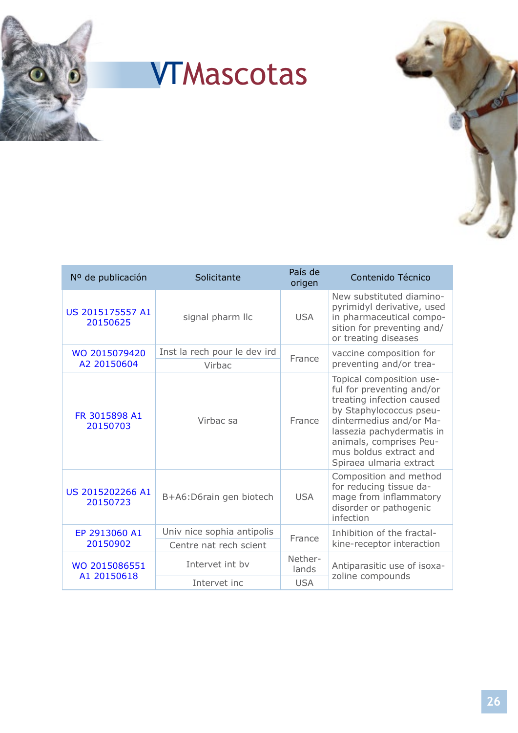# VTMascotas

| Nº de publicación | Solicitante | País de origen | Contenido Técnico |
|---|---|---|---|
| US 2015175557 A1 20150625 | signal pharm llc | USA | New substituted diamino-pyrimidyl derivative, used in pharmaceutical composition for preventing and/or treating diseases |
| WO 2015079420 A2 20150604 | Inst la rech pour le dev ird | France | vaccine composition for preventing and/or trea- |
| | Virbac | | |
| FR 3015898 A1 20150703 | Virbac sa | France | Topical composition useful for preventing and/or treating infection caused by Staphylococcus pseudintermedius and/or Malassezia pachydermatis in animals, comprises Peumus boldus extract and Spiraea ulmaria extract |
| US 2015202266 A1 20150723 | B+A6:D6rain gen biotech | USA | Composition and method for reducing tissue damage from inflammatory disorder or pathogenic infection |
| EP 2913060 A1 20150902 | Univ nice sophia antipolis | France | Inhibition of the fractalkine-receptor interaction |
| | Centre nat rech scient | | |
| WO 2015086551 A1 20150618 | Intervet int bv | Netherlands | Antiparasitic use of isoxazoline compounds |
| | Intervet inc | USA | |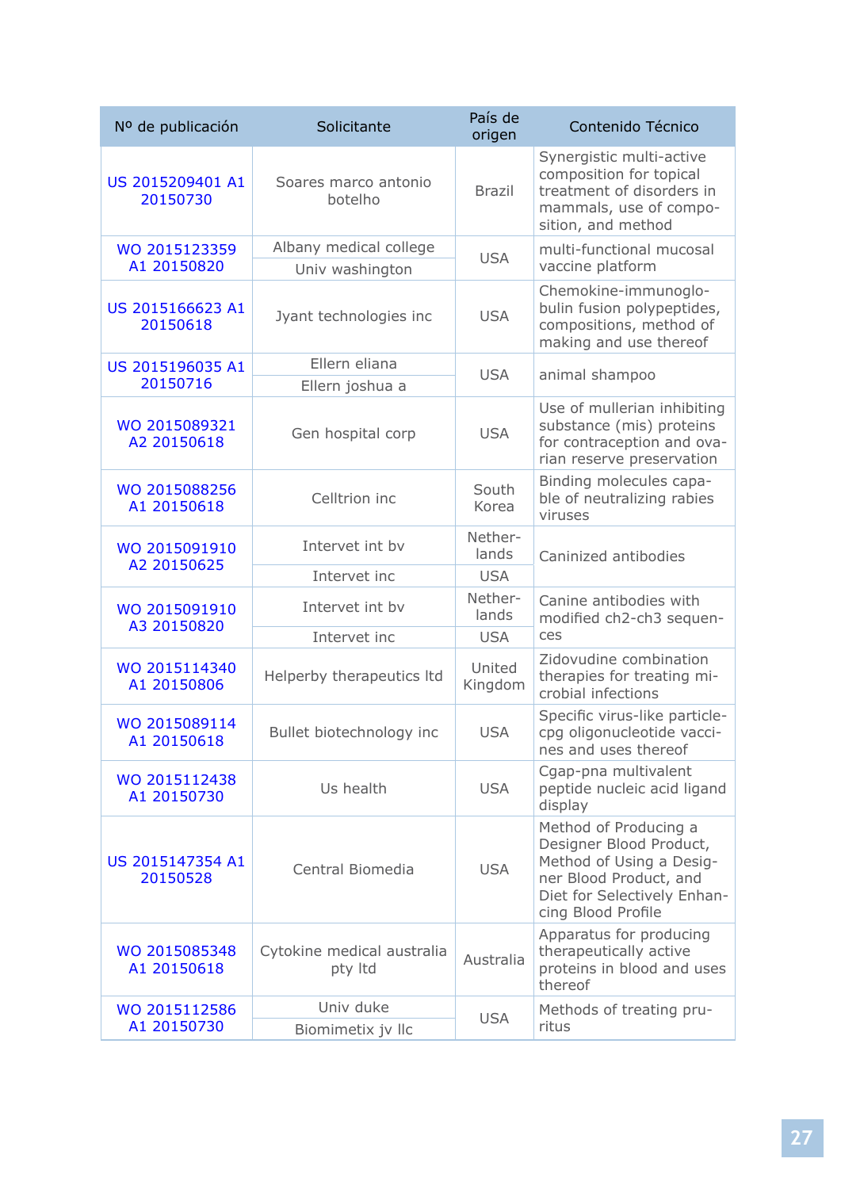| Nº de publicación | Solicitante | País de origen | Contenido Técnico |
|---|---|---|---|
| US 2015209401 A1 20150730 | Soares marco antonio botelho | Brazil | Synergistic multi-active composition for topical treatment of disorders in mammals, use of composition, and method |
| WO 2015123359 A1 20150820 | Albany medical college | USA | multi-functional mucosal vaccine platform |
| | Univ washington | | |
| US 2015166623 A1 20150618 | Jyant technologies inc | USA | Chemokine-immunoglobulin fusion polypeptides, compositions, method of making and use thereof |
| US 2015196035 A1 20150716 | Ellern eliana | USA | animal shampoo |
| | Ellern joshua a | | |
| WO 2015089321 A2 20150618 | Gen hospital corp | USA | Use of mullerian inhibiting substance (mis) proteins for contraception and ovarian reserve preservation |
| WO 2015088256 A1 20150618 | Celltrion inc | South Korea | Binding molecules capable of neutralizing rabies viruses |
| WO 2015091910 A2 20150625 | Intervet int bv | Netherlands | Caninized antibodies |
| | Intervet inc | USA | |
| WO 2015091910 A3 20150820 | Intervet int bv | Netherlands | Canine antibodies with modified ch2-ch3 sequences |
| | Intervet inc | USA | |
| WO 2015114340 A1 20150806 | Helperby therapeutics ltd | United Kingdom | Zidovudine combination therapies for treating microbial infections |
| WO 2015089114 A1 20150618 | Bullet biotechnology inc | USA | Specific virus-like particle-cpg oligonucleotide vaccines and uses thereof |
| WO 2015112438 A1 20150730 | Us health | USA | Cgap-pna multivalent peptide nucleic acid ligand display |
| US 2015147354 A1 20150528 | Central Biomedia | USA | Method of Producing a Designer Blood Product, Method of Using a Designer Blood Product, and Diet for Selectively Enhancing Blood Profile |
| WO 2015085348 A1 20150618 | Cytokine medical australia pty ltd | Australia | Apparatus for producing therapeutically active proteins in blood and uses thereof |
| WO 2015112586 A1 20150730 | Univ duke | USA | Methods of treating pruritus |
| | Biomimetix jv llc | | |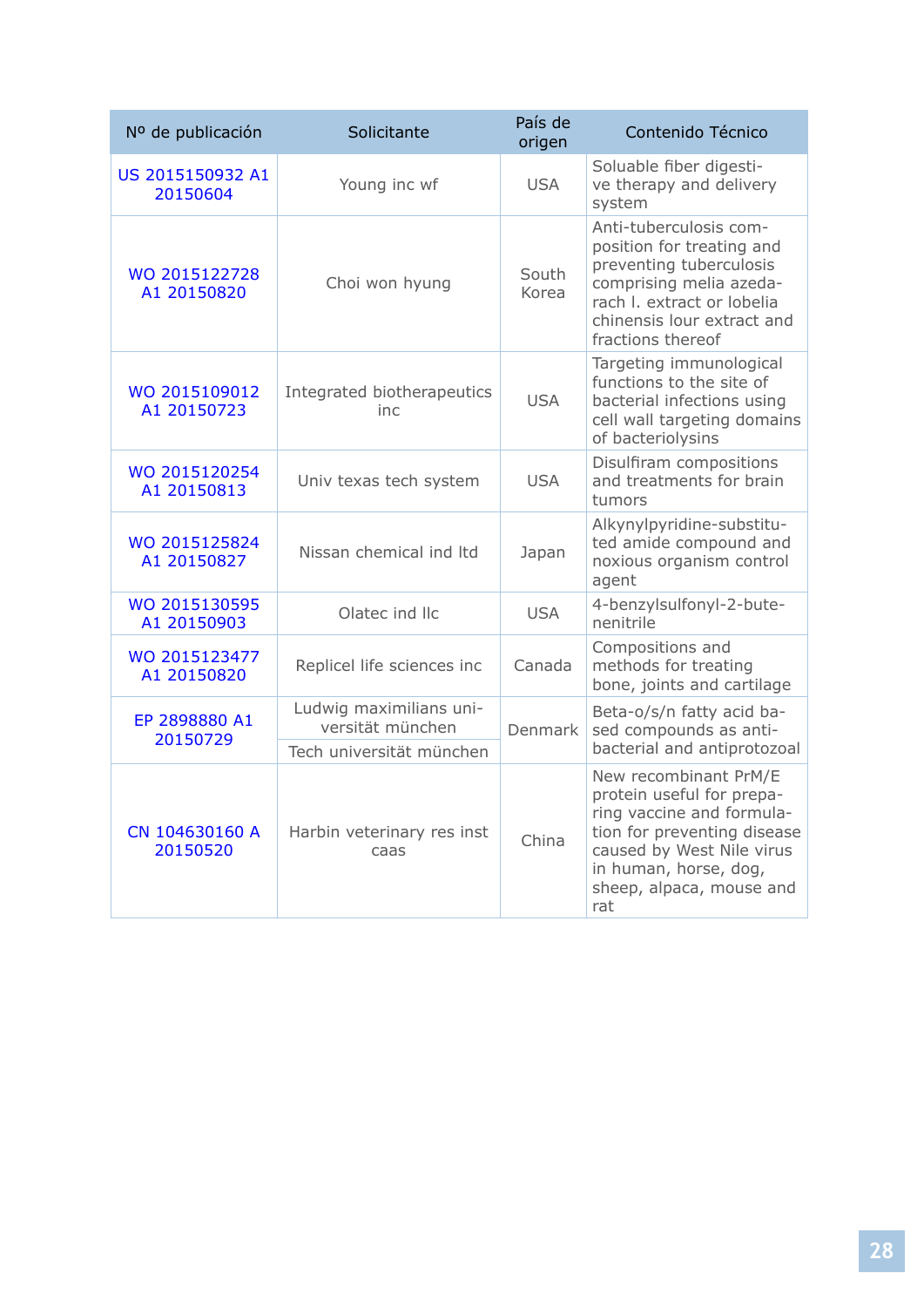| Nº de publicación | Solicitante | País de origen | Contenido Técnico |
| --- | --- | --- | --- |
| US 2015150932 A1 20150604 | Young inc wf | USA | Soluable fiber digestive therapy and delivery system |
| WO 2015122728 A1 20150820 | Choi won hyung | South Korea | Anti-tuberculosis composition for treating and preventing tuberculosis comprising melia azedarach l. extract or lobelia chinensis lour extract and fractions thereof |
| WO 2015109012 A1 20150723 | Integrated biotherapeutics inc | USA | Targeting immunological functions to the site of bacterial infections using cell wall targeting domains of bacteriolysins |
| WO 2015120254 A1 20150813 | Univ texas tech system | USA | Disulfiram compositions and treatments for brain tumors |
| WO 2015125824 A1 20150827 | Nissan chemical ind ltd | Japan | Alkynylpyridine-substituted amide compound and noxious organism control agent |
| WO 2015130595 A1 20150903 | Olatec ind llc | USA | 4-benzylsulfonyl-2-butenenitrile |
| WO 2015123477 A1 20150820 | Replicel life sciences inc | Canada | Compositions and methods for treating bone, joints and cartilage |
| EP 2898880 A1 20150729 | Ludwig maximilians universität münchen<br>Tech universität münchen | Denmark | Beta-o/s/n fatty acid based compounds as antibacterial and antiprotozoal |
| CN 104630160 A 20150520 | Harbin veterinary res inst caas | China | New recombinant PrM/E protein useful for preparing vaccine and formulation for preventing disease caused by West Nile virus in human, horse, dog, sheep, alpaca, mouse and rat |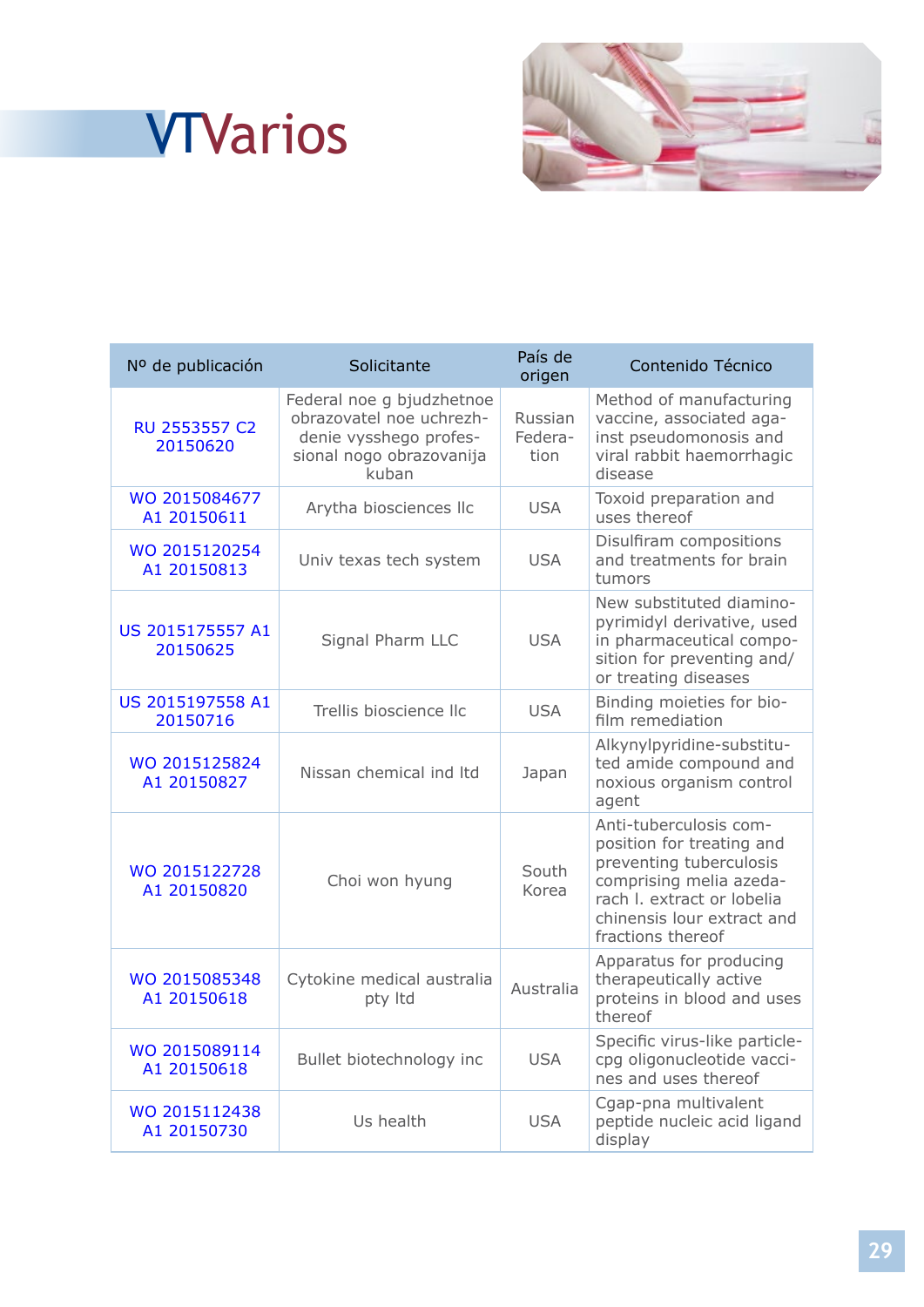# VTVarios

| Nº de publicación | Solicitante | País de origen | Contenido Técnico |
|---|---|---|---|
| RU 2553557 C2 20150620 | Federal noe g bjudzhetnoe obrazovatel noe uchrezhdenie vysshego professional nogo obrazovanija kuban | Russian Federation | Method of manufacturing vaccine, associated against pseudomonosis and viral rabbit haemorrhagic disease |
| WO 2015084677 A1 20150611 | Arytha biosciences llc | USA | Toxoid preparation and uses thereof |
| WO 2015120254 A1 20150813 | Univ texas tech system | USA | Disulfiram compositions and treatments for brain tumors |
| US 2015175557 A1 20150625 | Signal Pharm LLC | USA | New substituted diaminopyrimidyl derivative, used in pharmaceutical composition for preventing and/or treating diseases |
| US 2015197558 A1 20150716 | Trellis bioscience llc | USA | Binding moieties for biofilm remediation |
| WO 2015125824 A1 20150827 | Nissan chemical ind ltd | Japan | Alkynylpyridine-substituted amide compound and noxious organism control agent |
| WO 2015122728 A1 20150820 | Choi won hyung | South Korea | Anti-tuberculosis composition for treating and preventing tuberculosis comprising melia azedarach l. extract or lobelia chinensis lour extract and fractions thereof |
| WO 2015085348 A1 20150618 | Cytokine medical australia pty ltd | Australia | Apparatus for producing therapeutically active proteins in blood and uses thereof |
| WO 2015089114 A1 20150618 | Bullet biotechnology inc | USA | Specific virus-like particle-cpg oligonucleotide vaccines and uses thereof |
| WO 2015112438 A1 20150730 | Us health | USA | Cgap-pna multivalent peptide nucleic acid ligand display |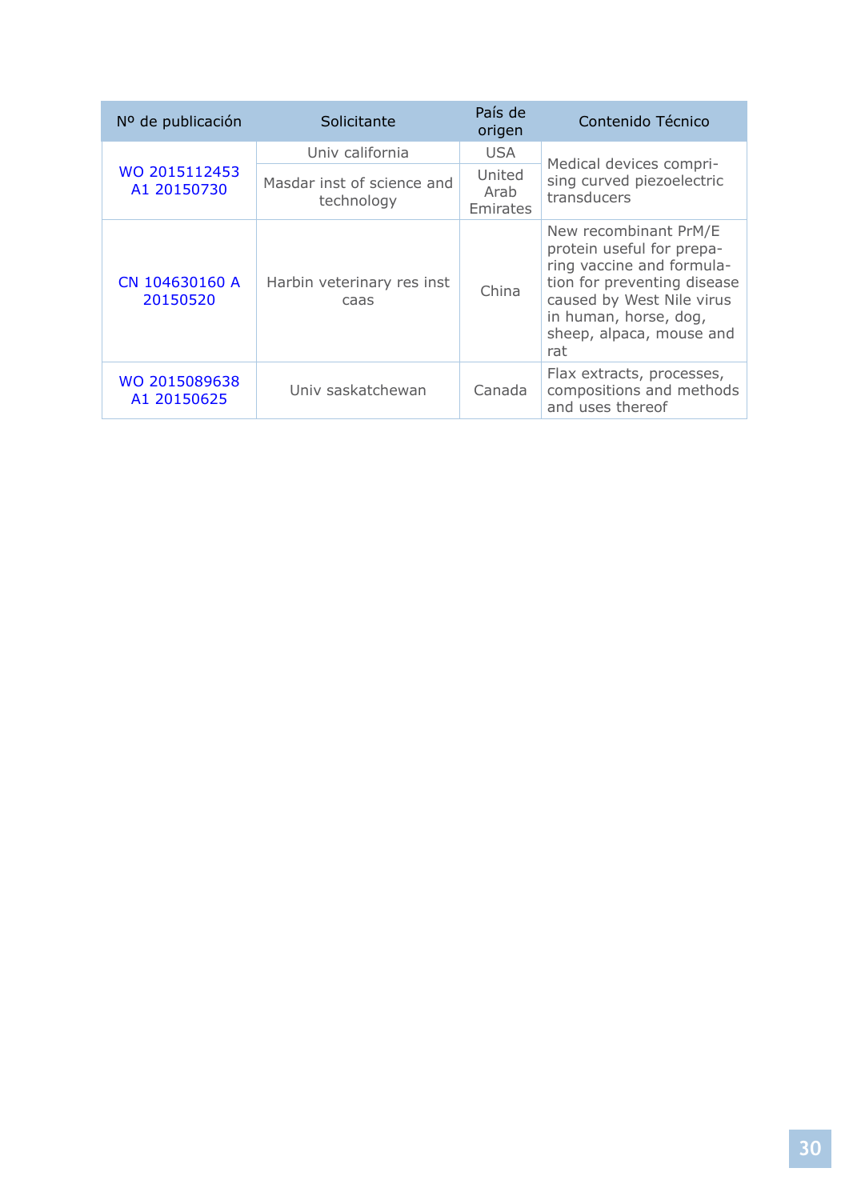| Nº de publicación | Solicitante | País de origen | Contenido Técnico |
|---|---|---|---|
| WO 2015112453 A1 20150730 | Univ california | USA | Medical devices comprising curved piezoelectric transducers |
| | Masdar inst of science and technology | United Arab Emirates | |
| CN 104630160 A 20150520 | Harbin veterinary res inst caas | China | New recombinant PrM/E protein useful for preparing vaccine and formulation for preventing disease caused by West Nile virus in human, horse, dog, sheep, alpaca, mouse and rat |
| WO 2015089638 A1 20150625 | Univ saskatchewan | Canada | Flax extracts, processes, compositions and methods and uses thereof |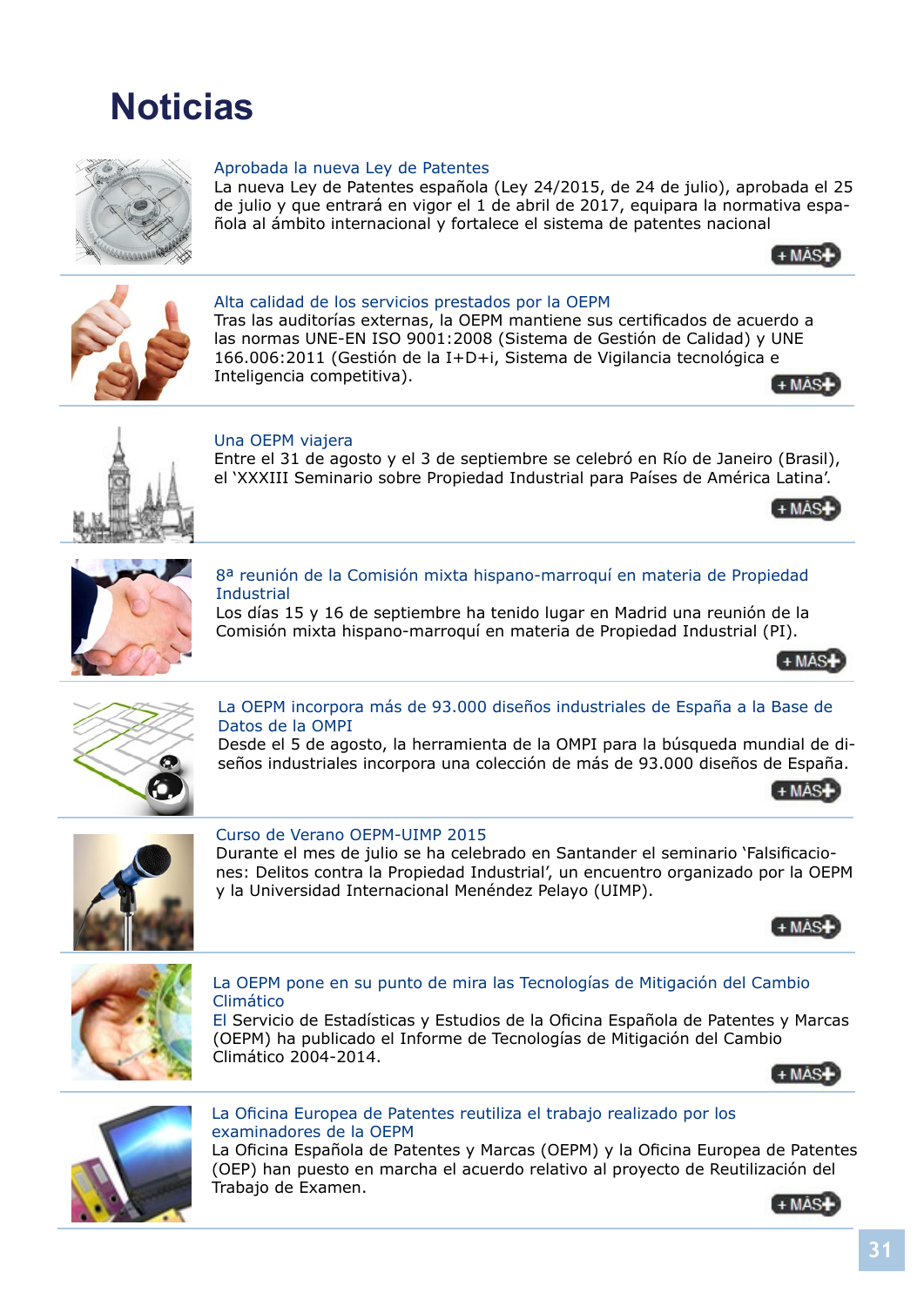# Noticias

### Aprobada la nueva Ley de Patentes

La nueva Ley de Patentes española (Ley 24/2015, de 24 de julio), aprobada el 25 de julio y que entrará en vigor el 1 de abril de 2017, equipara la normativa española al ámbito internacional y fortalece el sistema de patentes nacional

+ MÁS

### Alta calidad de los servicios prestados por la OEPM

Tras las auditorías externas, la OEPM mantiene sus certificados de acuerdo a las normas UNE-EN ISO 9001:2008 (Sistema de Gestión de Calidad) y UNE 166.006:2011 (Gestión de la I+D+i, Sistema de Vigilancia tecnológica e Inteligencia competitiva).

+ MÁS

### Una OEPM viajera

Entre el 31 de agosto y el 3 de septiembre se celebró en Río de Janeiro (Brasil), el 'XXXIII Seminario sobre Propiedad Industrial para Países de América Latina'.

+ MÁS

### 8ª reunión de la Comisión mixta hispano-marroquí en materia de Propiedad Industrial

Los días 15 y 16 de septiembre ha tenido lugar en Madrid una reunión de la Comisión mixta hispano-marroquí en materia de Propiedad Industrial (PI).

+ MÁS

### La OEPM incorpora más de 93.000 diseños industriales de España a la Base de Datos de la OMPI

Desde el 5 de agosto, la herramienta de la OMPI para la búsqueda mundial de diseños industriales incorpora una colección de más de 93.000 diseños de España.

+ MÁS

### Curso de Verano OEPM-UIMP 2015

Durante el mes de julio se ha celebrado en Santander el seminario 'Falsificaciones: Delitos contra la Propiedad Industrial', un encuentro organizado por la OEPM y la Universidad Internacional Menéndez Pelayo (UIMP).

+ MÁS

### La OEPM pone en su punto de mira las Tecnologías de Mitigación del Cambio Climático

El Servicio de Estadísticas y Estudios de la Oficina Española de Patentes y Marcas (OEPM) ha publicado el Informe de Tecnologías de Mitigación del Cambio Climático 2004-2014.

+ MÁS

### La Oficina Europea de Patentes reutiliza el trabajo realizado por los examinadores de la OEPM

La Oficina Española de Patentes y Marcas (OEPM) y la Oficina Europea de Patentes (OEP) han puesto en marcha el acuerdo relativo al proyecto de Reutilización del Trabajo de Examen.

+ MÁS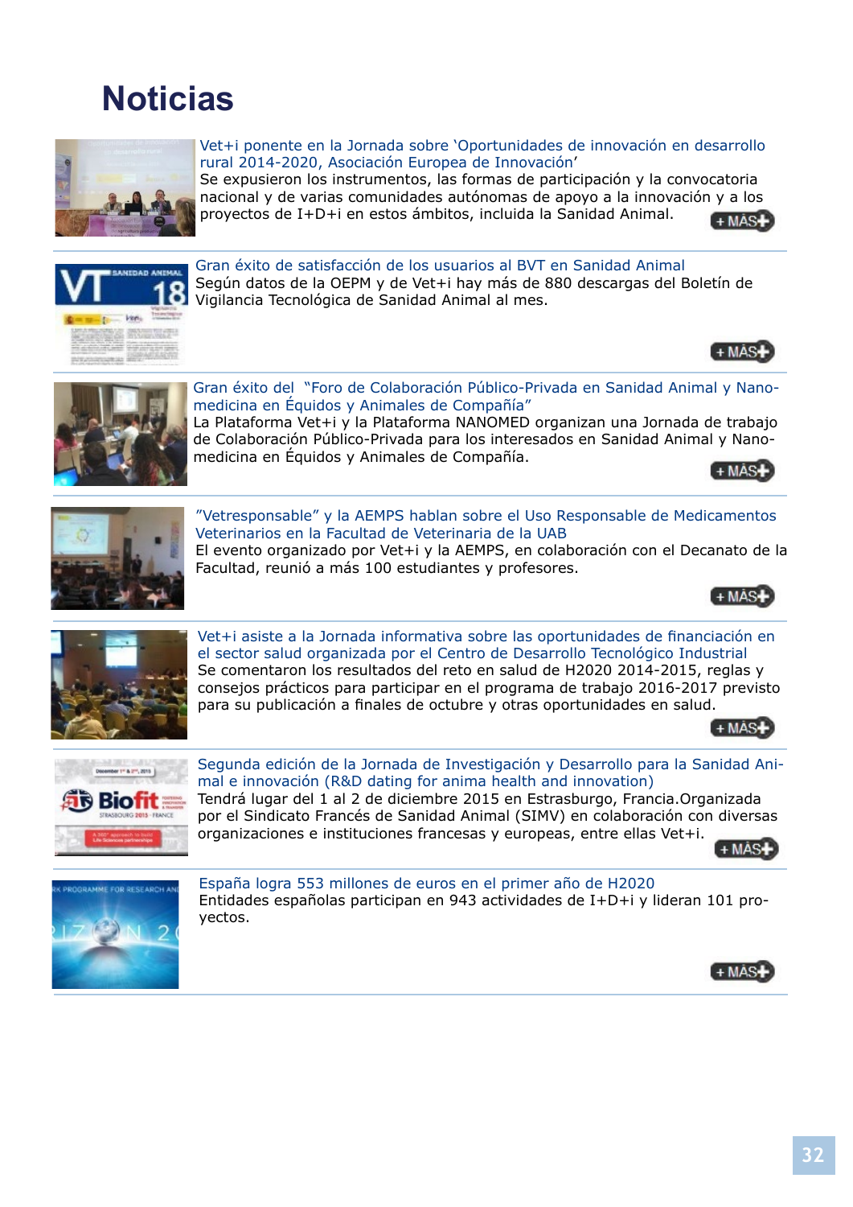# Noticias

**Vet+i ponente en la Jornada sobre 'Oportunidades de innovación en desarrollo rural 2014-2020, Asociación Europea de Innovación'**

Se expusieron los instrumentos, las formas de participación y la convocatoria nacional y de varias comunidades autónomas de apoyo a la innovación y a los proyectos de I+D+i en estos ámbitos, incluida la Sanidad Animal.

+ MÁS

---

**Gran éxito de satisfacción de los usuarios al BVT en Sanidad Animal**

Según datos de la OEPM y de Vet+i hay más de 880 descargas del Boletín de Vigilancia Tecnológica de Sanidad Animal al mes.

+ MÁS

---

**Gran éxito del "Foro de Colaboración Público-Privada en Sanidad Animal y Nanomedicina en Équidos y Animales de Compañía"**

La Plataforma Vet+i y la Plataforma NANOMED organizan una Jornada de trabajo de Colaboración Público-Privada para los interesados en Sanidad Animal y Nanomedicina en Équidos y Animales de Compañía.

+ MÁS

---

**"Vetresponsable" y la AEMPS hablan sobre el Uso Responsable de Medicamentos Veterinarios en la Facultad de Veterinaria de la UAB**

El evento organizado por Vet+i y la AEMPS, en colaboración con el Decanato de la Facultad, reunió a más 100 estudiantes y profesores.

+ MÁS

---

**Vet+i asiste a la Jornada informativa sobre las oportunidades de financiación en el sector salud organizada por el Centro de Desarrollo Tecnológico Industrial**

Se comentaron los resultados del reto en salud de H2020 2014-2015, reglas y consejos prácticos para participar en el programa de trabajo 2016-2017 previsto para su publicación a finales de octubre y otras oportunidades en salud.

+ MÁS

---

**Segunda edición de la Jornada de Investigación y Desarrollo para la Sanidad Animal e innovación (R&D dating for anima health and innovation)**

Tendrá lugar del 1 al 2 de diciembre 2015 en Estrasburgo, Francia.Organizada por el Sindicato Francés de Sanidad Animal (SIMV) en colaboración con diversas organizaciones e instituciones francesas y europeas, entre ellas Vet+i.

+ MÁS

---

**España logra 553 millones de euros en el primer año de H2020**

Entidades españolas participan en 943 actividades de I+D+i y lideran 101 proyectos.

+ MÁS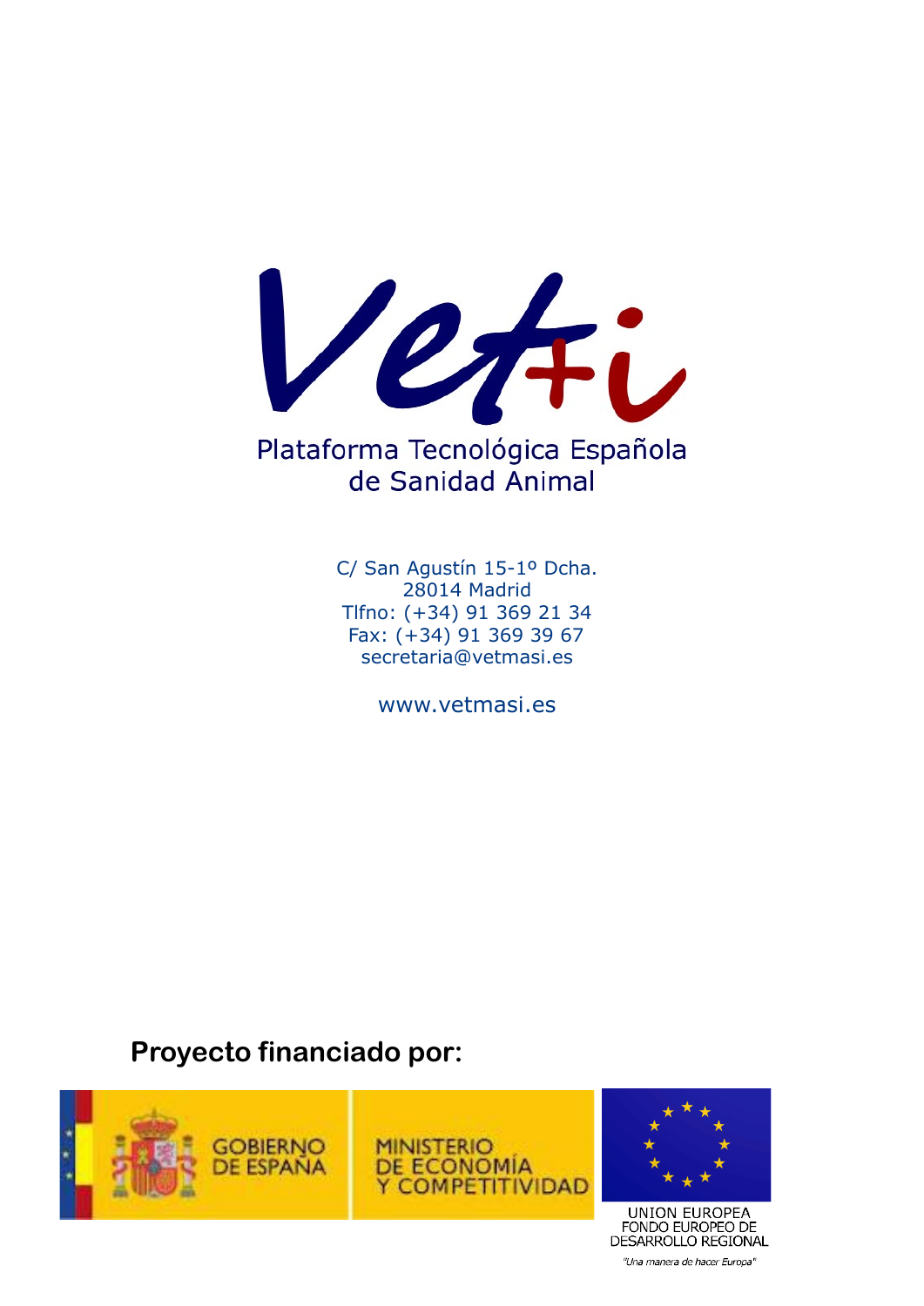Vet+i

Plataforma Tecnológica Española
de Sanidad Animal

C/ San Agustín 15-1º Dcha.
28014 Madrid
Tlfno: (+34) 91 369 21 34
Fax: (+34) 91 369 39 67
secretaria@vetmasi.es

www.vetmasi.es

**Proyecto financiado por:**

GOBIERNO DE ESPAÑA

MINISTERIO DE ECONOMÍA Y COMPETITIVIDAD

UNION EUROPEA
FONDO EUROPEO DE DESARROLLO REGIONAL
*"Una manera de hacer Europa"*